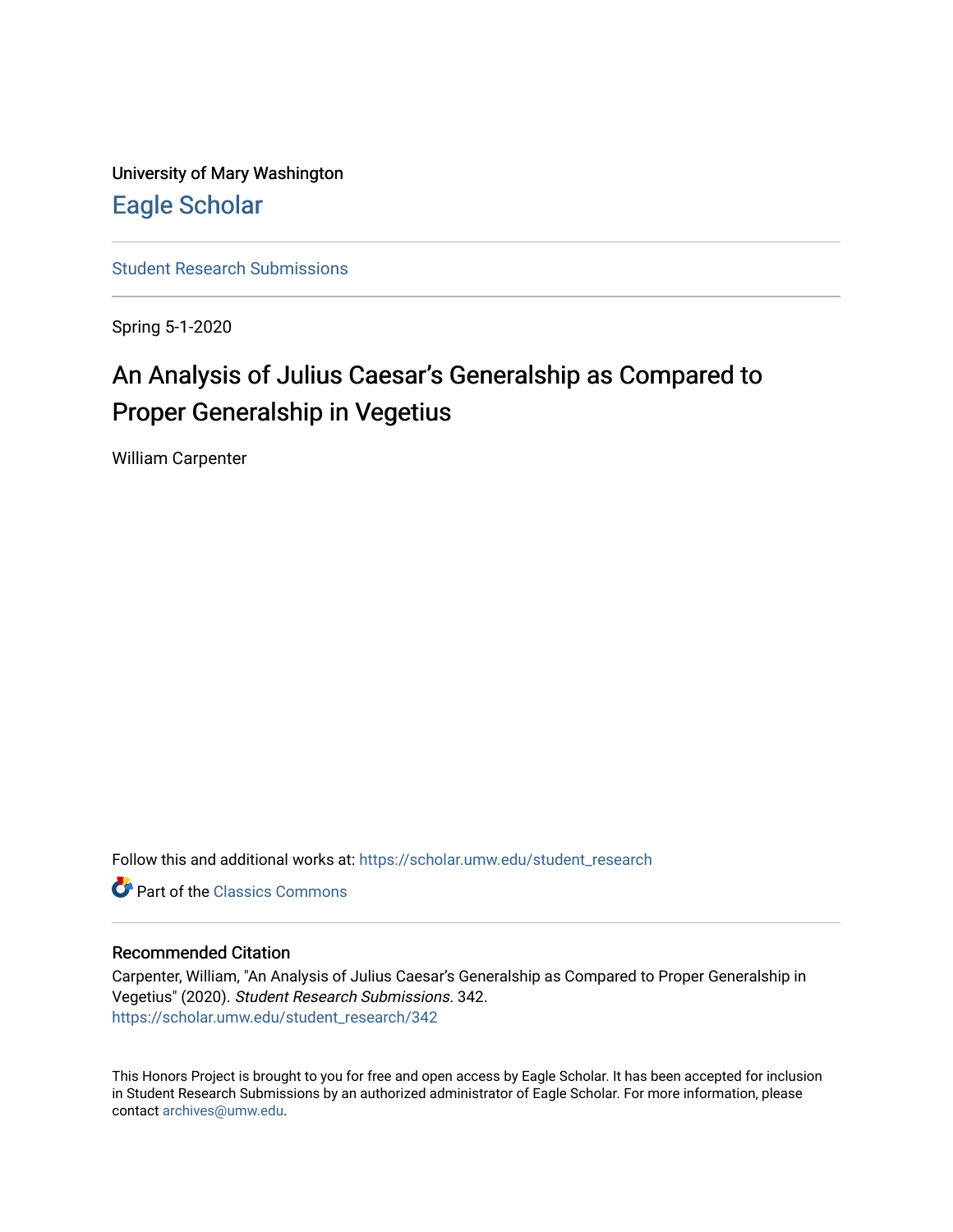University of Mary Washington

Eagle Scholar

Student Research Submissions

Spring 5-1-2020

# An Analysis of Julius Caesar's Generalship as Compared to Proper Generalship in Vegetius

William Carpenter

Follow this and additional works at: https://scholar.umw.edu/student_research

Part of the Classics Commons

## Recommended Citation

Carpenter, William, "An Analysis of Julius Caesar's Generalship as Compared to Proper Generalship in Vegetius" (2020). *Student Research Submissions*. 342.
https://scholar.umw.edu/student_research/342

This Honors Project is brought to you for free and open access by Eagle Scholar. It has been accepted for inclusion in Student Research Submissions by an authorized administrator of Eagle Scholar. For more information, please contact archives@umw.edu.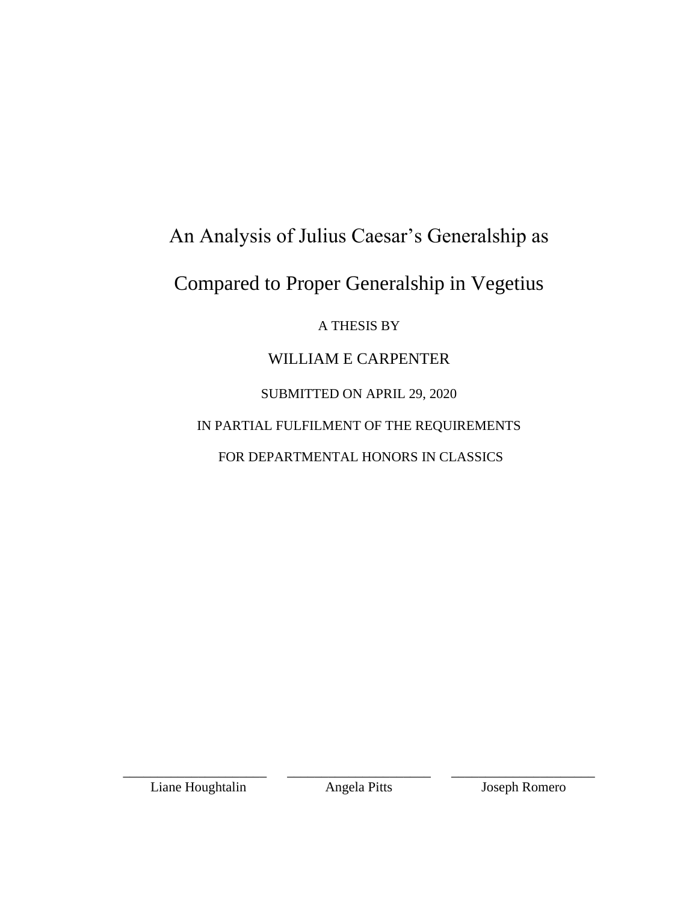# An Analysis of Julius Caesar's Generalship as Compared to Proper Generalship in Vegetius

A THESIS BY

WILLIAM E CARPENTER

SUBMITTED ON APRIL 29, 2020

IN PARTIAL FULFILMENT OF THE REQUIREMENTS

FOR DEPARTMENTAL HONORS IN CLASSICS

| \_\_\_\_\_\_\_\_\_\_\_\_\_\_\_\_\_\_\_\_ | \_\_\_\_\_\_\_\_\_\_\_\_\_\_\_\_\_\_\_\_ | \_\_\_\_\_\_\_\_\_\_\_\_\_\_\_\_\_\_\_\_ |
|---|---|---|
| Liane Houghtalin | Angela Pitts | Joseph Romero |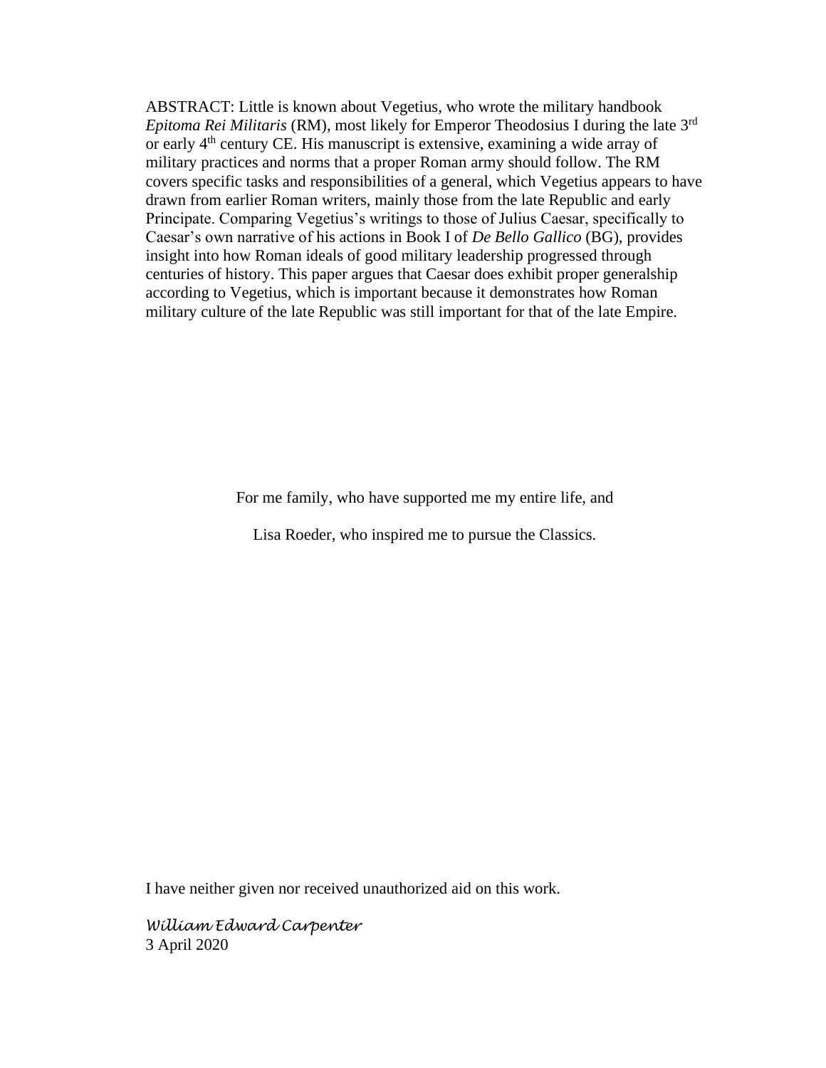ABSTRACT: Little is known about Vegetius, who wrote the military handbook *Epitoma Rei Militaris* (RM), most likely for Emperor Theodosius I during the late 3rd or early 4th century CE. His manuscript is extensive, examining a wide array of military practices and norms that a proper Roman army should follow. The RM covers specific tasks and responsibilities of a general, which Vegetius appears to have drawn from earlier Roman writers, mainly those from the late Republic and early Principate. Comparing Vegetius's writings to those of Julius Caesar, specifically to Caesar's own narrative of his actions in Book I of *De Bello Gallico* (BG), provides insight into how Roman ideals of good military leadership progressed through centuries of history. This paper argues that Caesar does exhibit proper generalship according to Vegetius, which is important because it demonstrates how Roman military culture of the late Republic was still important for that of the late Empire.

For me family, who have supported me my entire life, and

Lisa Roeder, who inspired me to pursue the Classics.

I have neither given nor received unauthorized aid on this work.

*William Edward Carpenter*
3 April 2020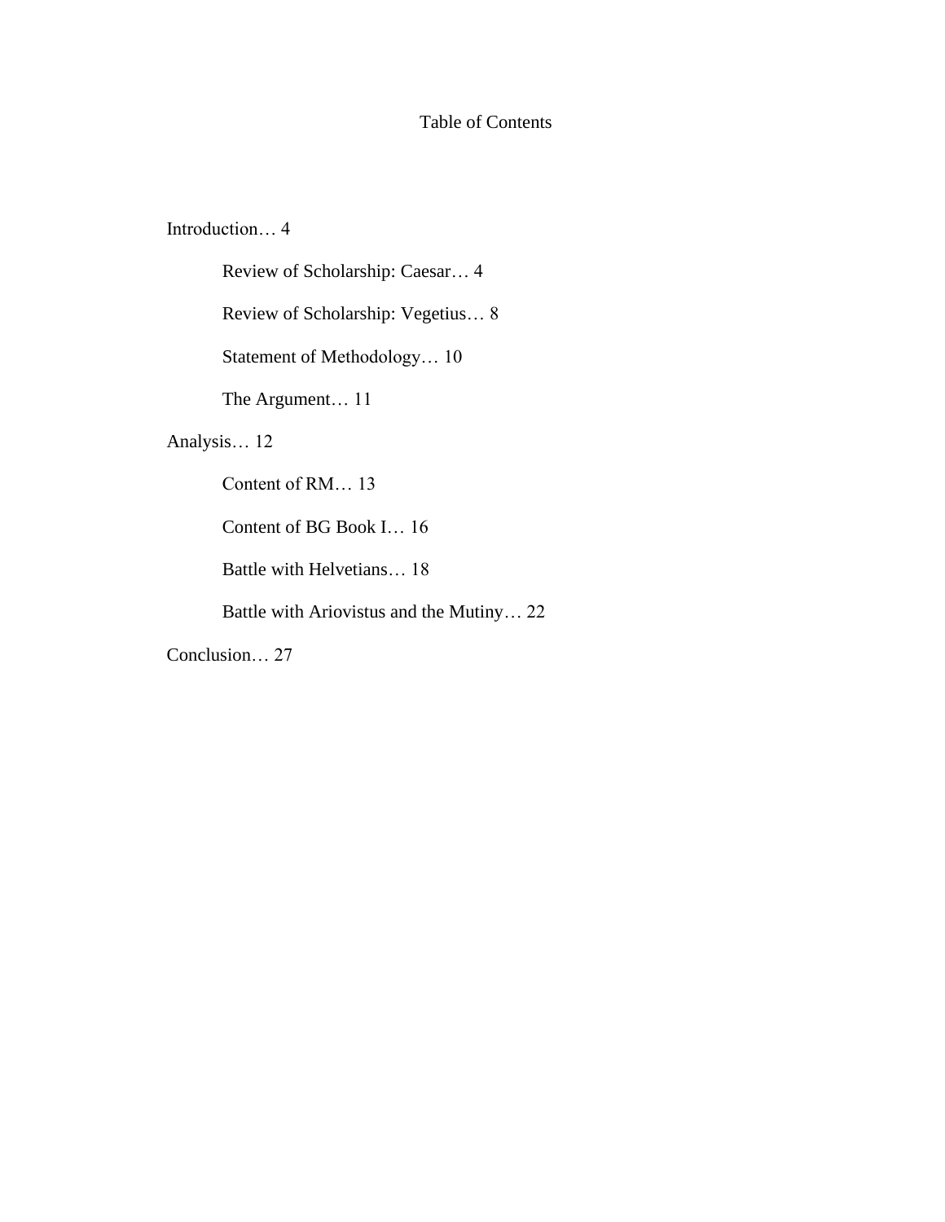# Table of Contents

Introduction… 4

- Review of Scholarship: Caesar… 4
- Review of Scholarship: Vegetius… 8
- Statement of Methodology… 10
- The Argument… 11

Analysis… 12

- Content of RM… 13
- Content of BG Book I… 16
- Battle with Helvetians… 18
- Battle with Ariovistus and the Mutiny… 22

Conclusion… 27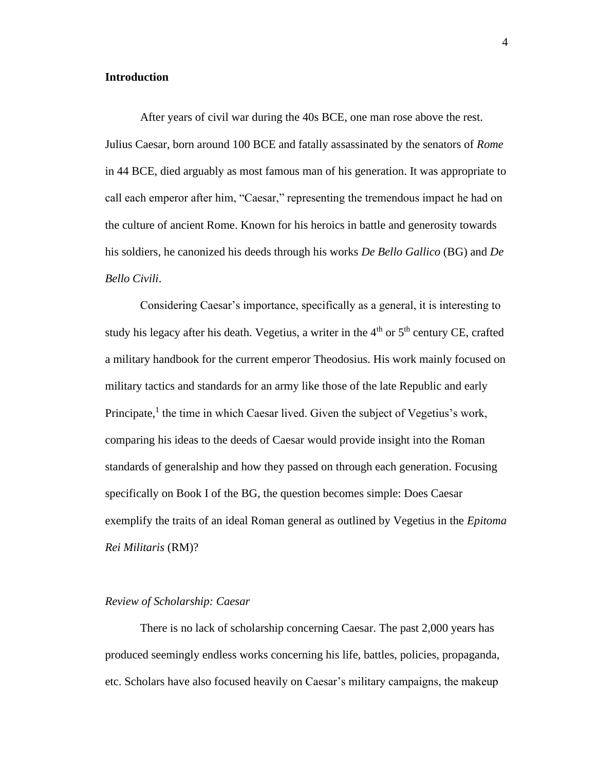**Introduction**

After years of civil war during the 40s BCE, one man rose above the rest. Julius Caesar, born around 100 BCE and fatally assassinated by the senators of *Rome* in 44 BCE, died arguably as most famous man of his generation. It was appropriate to call each emperor after him, "Caesar," representing the tremendous impact he had on the culture of ancient Rome. Known for his heroics in battle and generosity towards his soldiers, he canonized his deeds through his works *De Bello Gallico* (BG) and *De Bello Civili*.

Considering Caesar's importance, specifically as a general, it is interesting to study his legacy after his death. Vegetius, a writer in the 4th or 5th century CE, crafted a military handbook for the current emperor Theodosius. His work mainly focused on military tactics and standards for an army like those of the late Republic and early Principate,[1] the time in which Caesar lived. Given the subject of Vegetius's work, comparing his ideas to the deeds of Caesar would provide insight into the Roman standards of generalship and how they passed on through each generation. Focusing specifically on Book I of the BG, the question becomes simple: Does Caesar exemplify the traits of an ideal Roman general as outlined by Vegetius in the *Epitoma Rei Militaris* (RM)?

*Review of Scholarship: Caesar*

There is no lack of scholarship concerning Caesar. The past 2,000 years has produced seemingly endless works concerning his life, battles, policies, propaganda, etc. Scholars have also focused heavily on Caesar's military campaigns, the makeup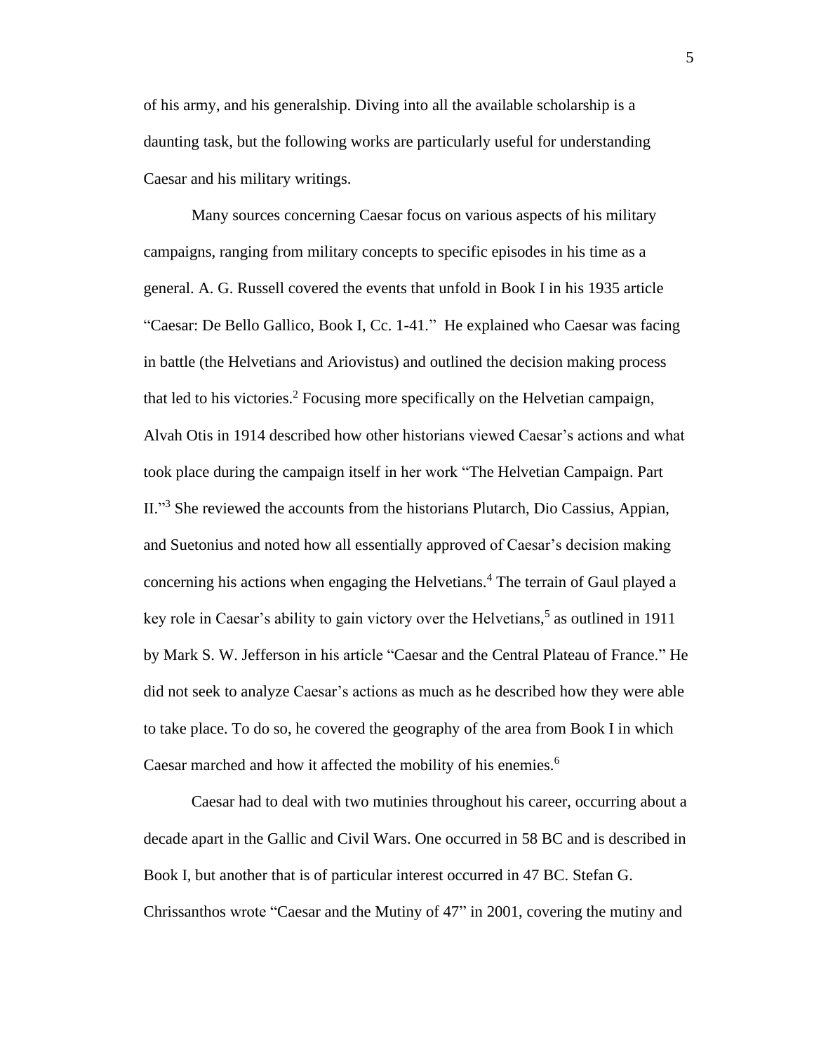of his army, and his generalship. Diving into all the available scholarship is a daunting task, but the following works are particularly useful for understanding Caesar and his military writings.

Many sources concerning Caesar focus on various aspects of his military campaigns, ranging from military concepts to specific episodes in his time as a general. A. G. Russell covered the events that unfold in Book I in his 1935 article "Caesar: De Bello Gallico, Book I, Cc. 1-41." He explained who Caesar was facing in battle (the Helvetians and Ariovistus) and outlined the decision making process that led to his victories.[2] Focusing more specifically on the Helvetian campaign, Alvah Otis in 1914 described how other historians viewed Caesar's actions and what took place during the campaign itself in her work "The Helvetian Campaign. Part II."[3] She reviewed the accounts from the historians Plutarch, Dio Cassius, Appian, and Suetonius and noted how all essentially approved of Caesar's decision making concerning his actions when engaging the Helvetians.[4] The terrain of Gaul played a key role in Caesar's ability to gain victory over the Helvetians,[5] as outlined in 1911 by Mark S. W. Jefferson in his article "Caesar and the Central Plateau of France." He did not seek to analyze Caesar's actions as much as he described how they were able to take place. To do so, he covered the geography of the area from Book I in which Caesar marched and how it affected the mobility of his enemies.[6]

Caesar had to deal with two mutinies throughout his career, occurring about a decade apart in the Gallic and Civil Wars. One occurred in 58 BC and is described in Book I, but another that is of particular interest occurred in 47 BC. Stefan G. Chrissanthos wrote "Caesar and the Mutiny of 47" in 2001, covering the mutiny and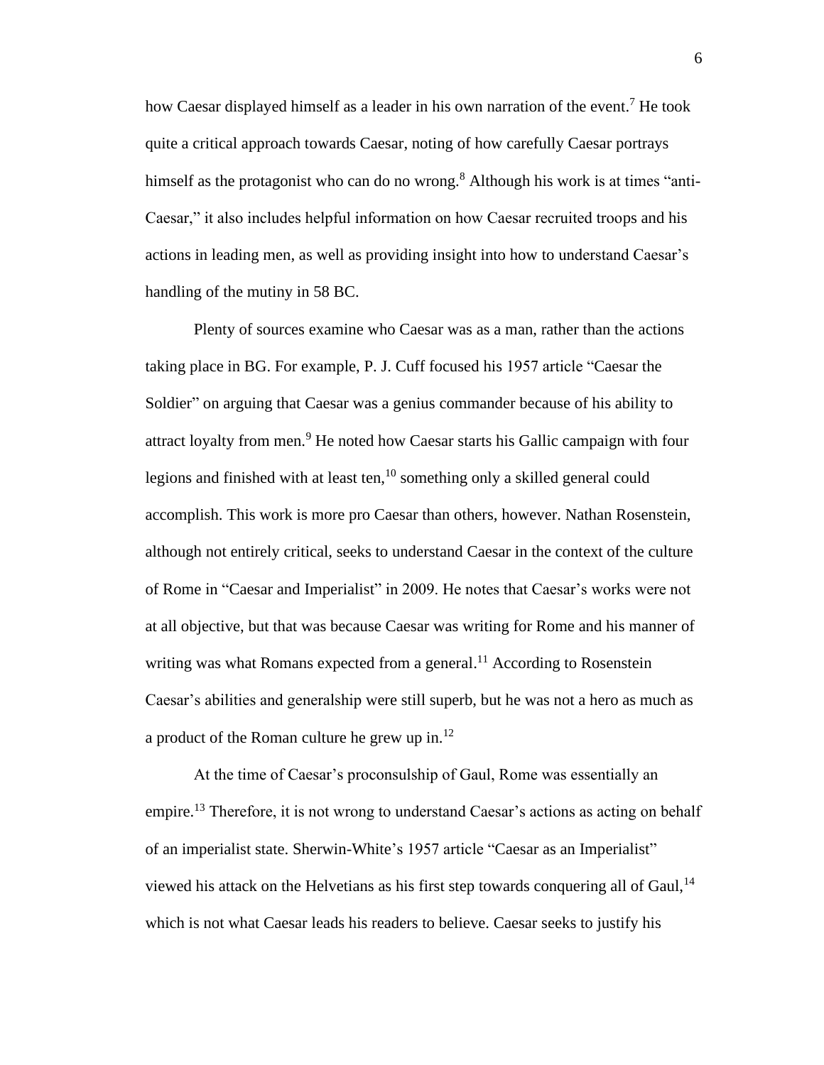how Caesar displayed himself as a leader in his own narration of the event.[7] He took quite a critical approach towards Caesar, noting of how carefully Caesar portrays himself as the protagonist who can do no wrong.[8] Although his work is at times "anti-Caesar," it also includes helpful information on how Caesar recruited troops and his actions in leading men, as well as providing insight into how to understand Caesar's handling of the mutiny in 58 BC.

Plenty of sources examine who Caesar was as a man, rather than the actions taking place in BG. For example, P. J. Cuff focused his 1957 article "Caesar the Soldier" on arguing that Caesar was a genius commander because of his ability to attract loyalty from men.[9] He noted how Caesar starts his Gallic campaign with four legions and finished with at least ten,[10] something only a skilled general could accomplish. This work is more pro Caesar than others, however. Nathan Rosenstein, although not entirely critical, seeks to understand Caesar in the context of the culture of Rome in "Caesar and Imperialist" in 2009. He notes that Caesar's works were not at all objective, but that was because Caesar was writing for Rome and his manner of writing was what Romans expected from a general.[11] According to Rosenstein Caesar's abilities and generalship were still superb, but he was not a hero as much as a product of the Roman culture he grew up in.[12]

At the time of Caesar's proconsulship of Gaul, Rome was essentially an empire.[13] Therefore, it is not wrong to understand Caesar's actions as acting on behalf of an imperialist state. Sherwin-White's 1957 article "Caesar as an Imperialist" viewed his attack on the Helvetians as his first step towards conquering all of Gaul,[14] which is not what Caesar leads his readers to believe. Caesar seeks to justify his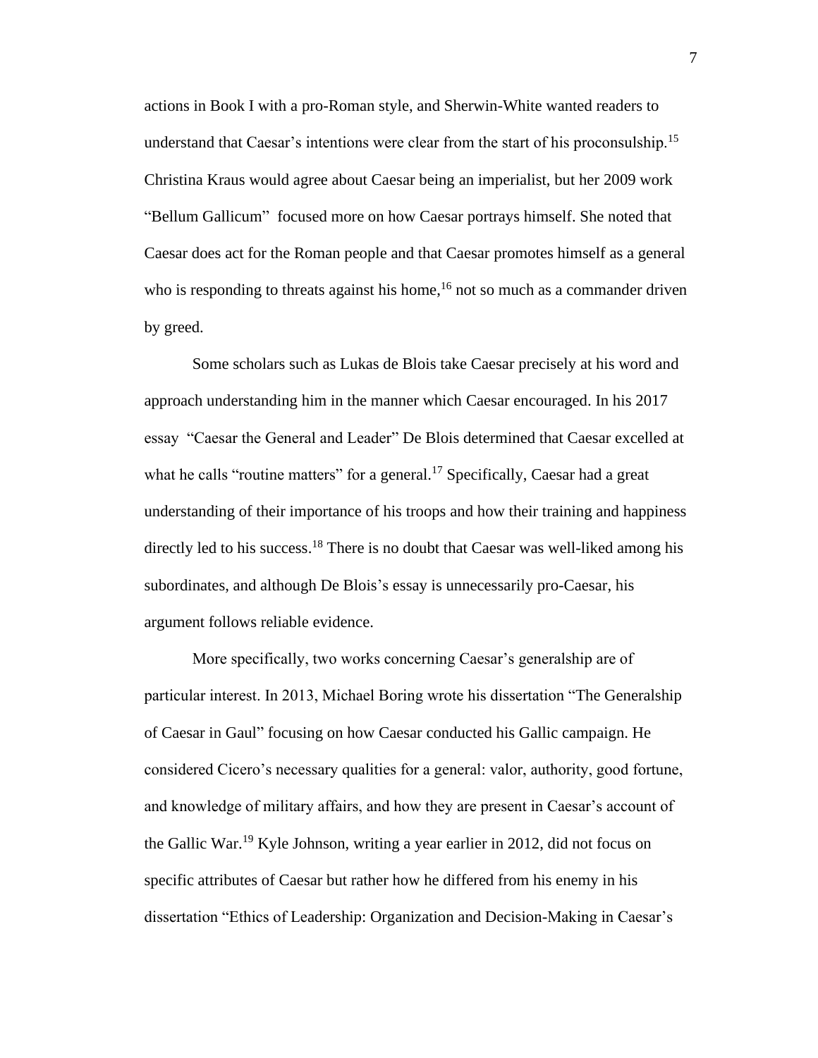actions in Book I with a pro-Roman style, and Sherwin-White wanted readers to understand that Caesar's intentions were clear from the start of his proconsulship.[15] Christina Kraus would agree about Caesar being an imperialist, but her 2009 work "Bellum Gallicum" focused more on how Caesar portrays himself. She noted that Caesar does act for the Roman people and that Caesar promotes himself as a general who is responding to threats against his home,[16] not so much as a commander driven by greed.

Some scholars such as Lukas de Blois take Caesar precisely at his word and approach understanding him in the manner which Caesar encouraged. In his 2017 essay "Caesar the General and Leader" De Blois determined that Caesar excelled at what he calls "routine matters" for a general.[17] Specifically, Caesar had a great understanding of their importance of his troops and how their training and happiness directly led to his success.[18] There is no doubt that Caesar was well-liked among his subordinates, and although De Blois's essay is unnecessarily pro-Caesar, his argument follows reliable evidence.

More specifically, two works concerning Caesar's generalship are of particular interest. In 2013, Michael Boring wrote his dissertation "The Generalship of Caesar in Gaul" focusing on how Caesar conducted his Gallic campaign. He considered Cicero's necessary qualities for a general: valor, authority, good fortune, and knowledge of military affairs, and how they are present in Caesar's account of the Gallic War.[19] Kyle Johnson, writing a year earlier in 2012, did not focus on specific attributes of Caesar but rather how he differed from his enemy in his dissertation "Ethics of Leadership: Organization and Decision-Making in Caesar's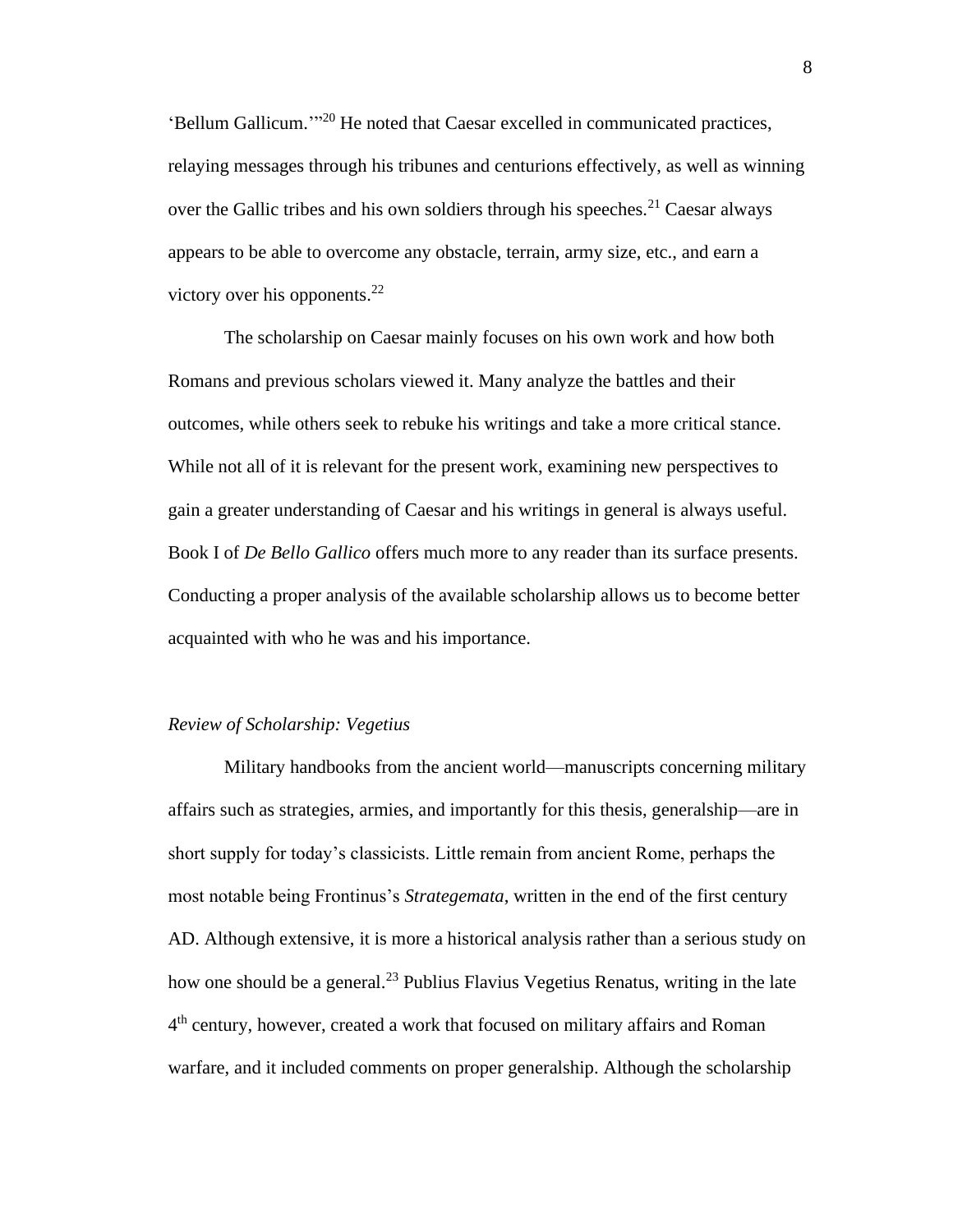'Bellum Gallicum.'"[20] He noted that Caesar excelled in communicated practices, relaying messages through his tribunes and centurions effectively, as well as winning over the Gallic tribes and his own soldiers through his speeches.[21] Caesar always appears to be able to overcome any obstacle, terrain, army size, etc., and earn a victory over his opponents.[22]

The scholarship on Caesar mainly focuses on his own work and how both Romans and previous scholars viewed it. Many analyze the battles and their outcomes, while others seek to rebuke his writings and take a more critical stance. While not all of it is relevant for the present work, examining new perspectives to gain a greater understanding of Caesar and his writings in general is always useful. Book I of *De Bello Gallico* offers much more to any reader than its surface presents. Conducting a proper analysis of the available scholarship allows us to become better acquainted with who he was and his importance.

### *Review of Scholarship: Vegetius*

Military handbooks from the ancient world—manuscripts concerning military affairs such as strategies, armies, and importantly for this thesis, generalship—are in short supply for today's classicists. Little remain from ancient Rome, perhaps the most notable being Frontinus's *Strategemata*, written in the end of the first century AD. Although extensive, it is more a historical analysis rather than a serious study on how one should be a general.[23] Publius Flavius Vegetius Renatus, writing in the late 4th century, however, created a work that focused on military affairs and Roman warfare, and it included comments on proper generalship. Although the scholarship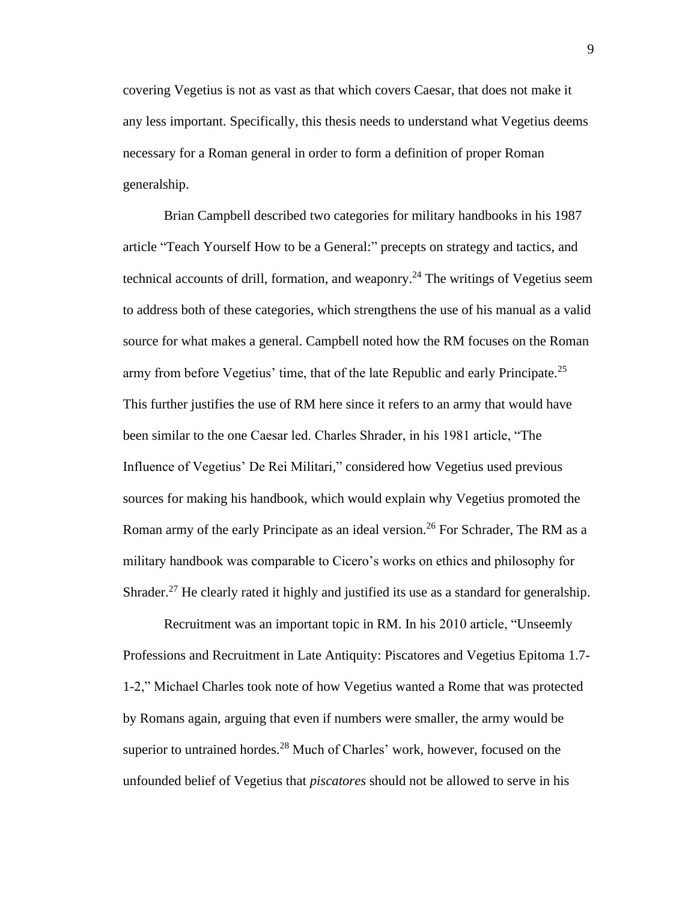covering Vegetius is not as vast as that which covers Caesar, that does not make it any less important. Specifically, this thesis needs to understand what Vegetius deems necessary for a Roman general in order to form a definition of proper Roman generalship.

Brian Campbell described two categories for military handbooks in his 1987 article "Teach Yourself How to be a General:" precepts on strategy and tactics, and technical accounts of drill, formation, and weaponry.[24] The writings of Vegetius seem to address both of these categories, which strengthens the use of his manual as a valid source for what makes a general. Campbell noted how the RM focuses on the Roman army from before Vegetius' time, that of the late Republic and early Principate.[25] This further justifies the use of RM here since it refers to an army that would have been similar to the one Caesar led. Charles Shrader, in his 1981 article, "The Influence of Vegetius' De Rei Militari," considered how Vegetius used previous sources for making his handbook, which would explain why Vegetius promoted the Roman army of the early Principate as an ideal version.[26] For Schrader, The RM as a military handbook was comparable to Cicero's works on ethics and philosophy for Shrader.[27] He clearly rated it highly and justified its use as a standard for generalship.

Recruitment was an important topic in RM. In his 2010 article, "Unseemly Professions and Recruitment in Late Antiquity: Piscatores and Vegetius Epitoma 1.7-1-2," Michael Charles took note of how Vegetius wanted a Rome that was protected by Romans again, arguing that even if numbers were smaller, the army would be superior to untrained hordes.[28] Much of Charles' work, however, focused on the unfounded belief of Vegetius that *piscatores* should not be allowed to serve in his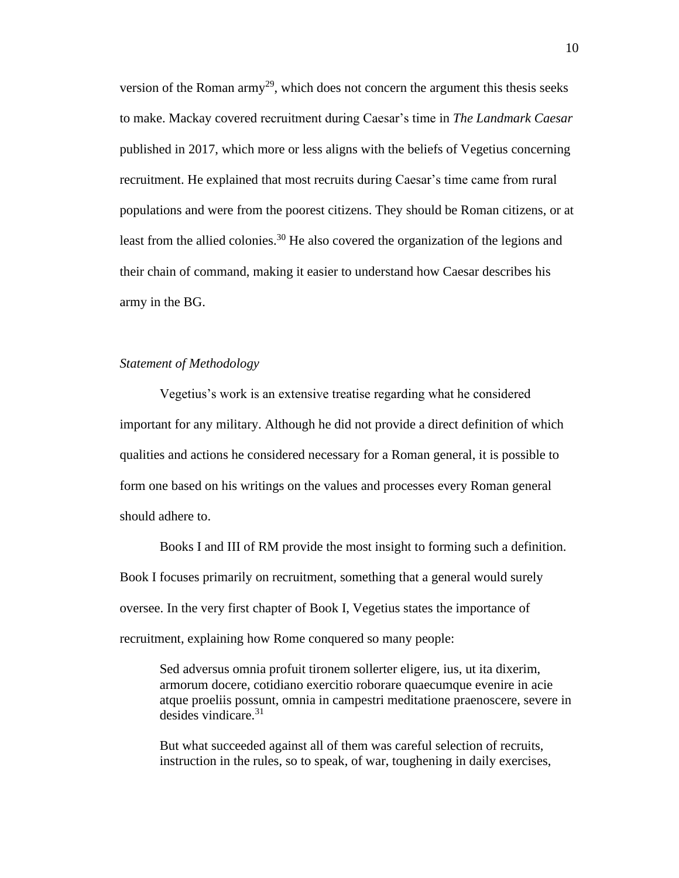version of the Roman army[29], which does not concern the argument this thesis seeks to make. Mackay covered recruitment during Caesar's time in *The Landmark Caesar* published in 2017, which more or less aligns with the beliefs of Vegetius concerning recruitment. He explained that most recruits during Caesar's time came from rural populations and were from the poorest citizens. They should be Roman citizens, or at least from the allied colonies.[30] He also covered the organization of the legions and their chain of command, making it easier to understand how Caesar describes his army in the BG.

### *Statement of Methodology*

Vegetius's work is an extensive treatise regarding what he considered important for any military. Although he did not provide a direct definition of which qualities and actions he considered necessary for a Roman general, it is possible to form one based on his writings on the values and processes every Roman general should adhere to.

Books I and III of RM provide the most insight to forming such a definition. Book I focuses primarily on recruitment, something that a general would surely oversee. In the very first chapter of Book I, Vegetius states the importance of recruitment, explaining how Rome conquered so many people:

> Sed adversus omnia profuit tironem sollerter eligere, ius, ut ita dixerim, armorum docere, cotidiano exercitio roborare quaecumque evenire in acie atque proeliis possunt, omnia in campestri meditatione praenoscere, severe in desides vindicare.[31]

> But what succeeded against all of them was careful selection of recruits, instruction in the rules, so to speak, of war, toughening in daily exercises,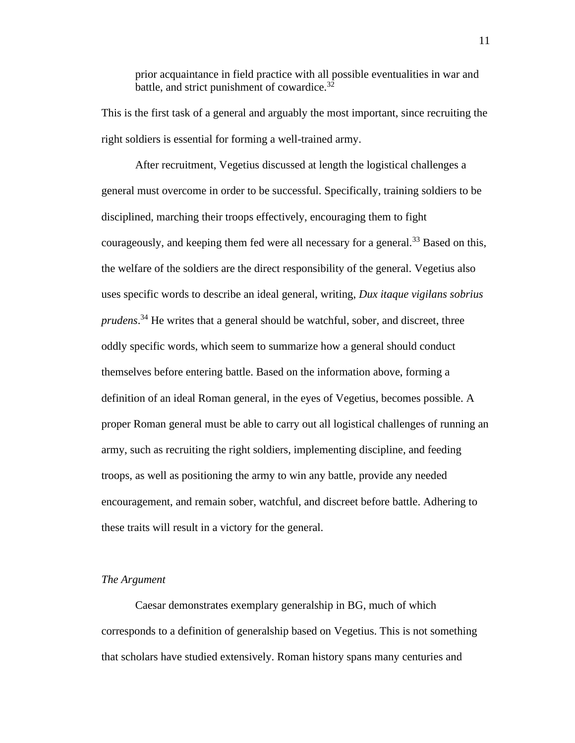> prior acquaintance in field practice with all possible eventualities in war and battle, and strict punishment of cowardice.[32]

This is the first task of a general and arguably the most important, since recruiting the right soldiers is essential for forming a well-trained army.

After recruitment, Vegetius discussed at length the logistical challenges a general must overcome in order to be successful. Specifically, training soldiers to be disciplined, marching their troops effectively, encouraging them to fight courageously, and keeping them fed were all necessary for a general.[33] Based on this, the welfare of the soldiers are the direct responsibility of the general. Vegetius also uses specific words to describe an ideal general, writing, *Dux itaque vigilans sobrius prudens*.[34] He writes that a general should be watchful, sober, and discreet, three oddly specific words, which seem to summarize how a general should conduct themselves before entering battle. Based on the information above, forming a definition of an ideal Roman general, in the eyes of Vegetius, becomes possible. A proper Roman general must be able to carry out all logistical challenges of running an army, such as recruiting the right soldiers, implementing discipline, and feeding troops, as well as positioning the army to win any battle, provide any needed encouragement, and remain sober, watchful, and discreet before battle. Adhering to these traits will result in a victory for the general.

*The Argument*

Caesar demonstrates exemplary generalship in BG, much of which corresponds to a definition of generalship based on Vegetius. This is not something that scholars have studied extensively. Roman history spans many centuries and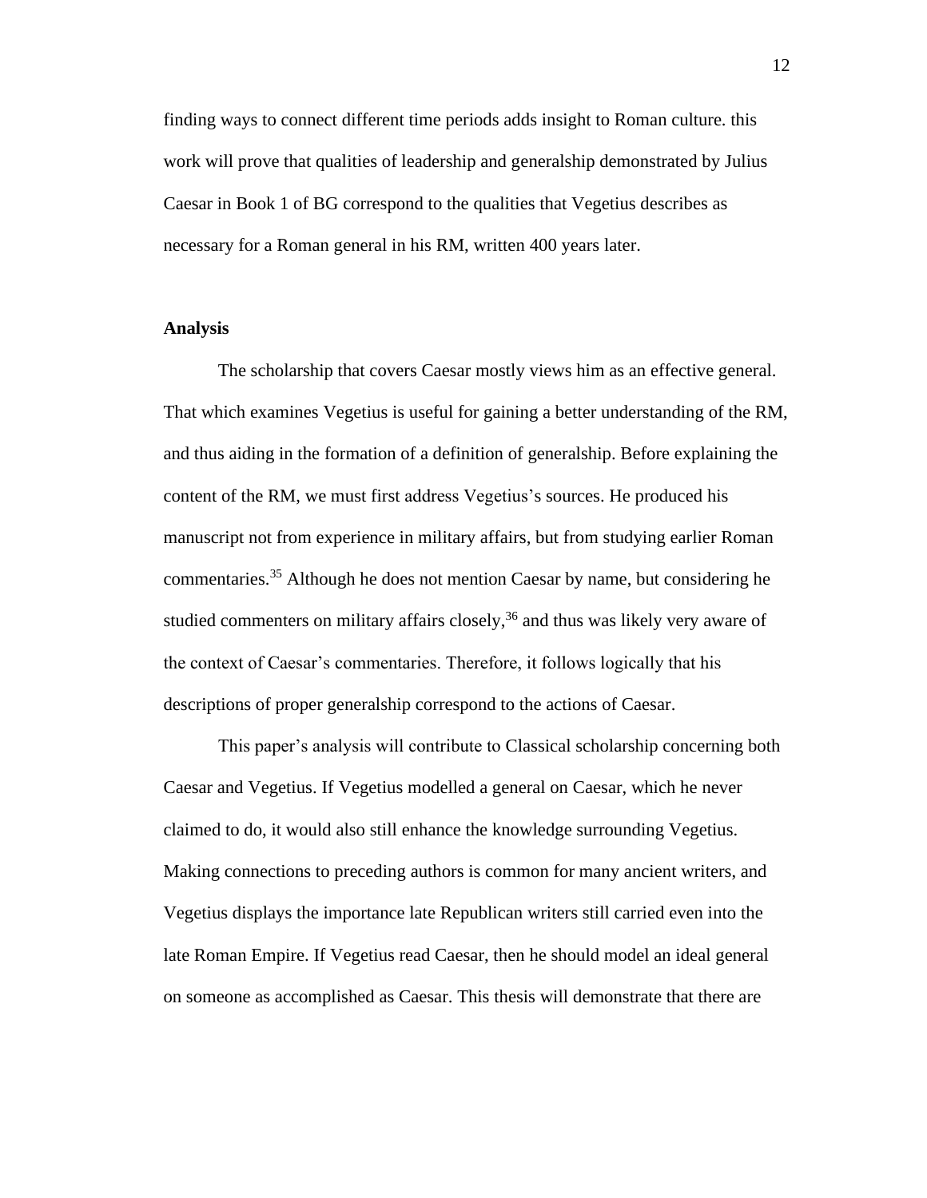finding ways to connect different time periods adds insight to Roman culture. this work will prove that qualities of leadership and generalship demonstrated by Julius Caesar in Book 1 of BG correspond to the qualities that Vegetius describes as necessary for a Roman general in his RM, written 400 years later.

**Analysis**

The scholarship that covers Caesar mostly views him as an effective general. That which examines Vegetius is useful for gaining a better understanding of the RM, and thus aiding in the formation of a definition of generalship. Before explaining the content of the RM, we must first address Vegetius's sources. He produced his manuscript not from experience in military affairs, but from studying earlier Roman commentaries.[35] Although he does not mention Caesar by name, but considering he studied commenters on military affairs closely,[36] and thus was likely very aware of the context of Caesar's commentaries. Therefore, it follows logically that his descriptions of proper generalship correspond to the actions of Caesar.

This paper's analysis will contribute to Classical scholarship concerning both Caesar and Vegetius. If Vegetius modelled a general on Caesar, which he never claimed to do, it would also still enhance the knowledge surrounding Vegetius. Making connections to preceding authors is common for many ancient writers, and Vegetius displays the importance late Republican writers still carried even into the late Roman Empire. If Vegetius read Caesar, then he should model an ideal general on someone as accomplished as Caesar. This thesis will demonstrate that there are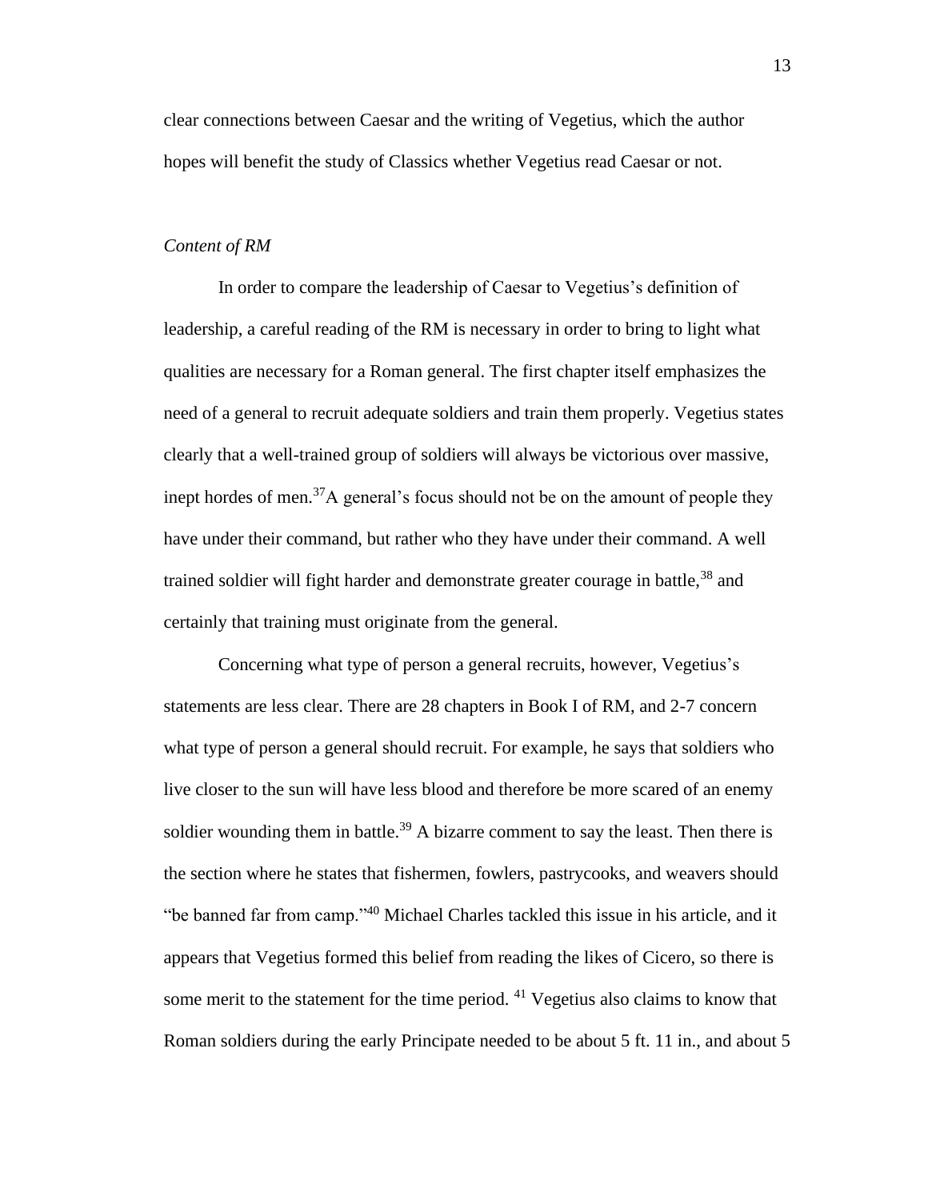clear connections between Caesar and the writing of Vegetius, which the author hopes will benefit the study of Classics whether Vegetius read Caesar or not.

*Content of RM*

In order to compare the leadership of Caesar to Vegetius's definition of leadership, a careful reading of the RM is necessary in order to bring to light what qualities are necessary for a Roman general. The first chapter itself emphasizes the need of a general to recruit adequate soldiers and train them properly. Vegetius states clearly that a well-trained group of soldiers will always be victorious over massive, inept hordes of men.[37]A general's focus should not be on the amount of people they have under their command, but rather who they have under their command. A well trained soldier will fight harder and demonstrate greater courage in battle,[38] and certainly that training must originate from the general.

Concerning what type of person a general recruits, however, Vegetius's statements are less clear. There are 28 chapters in Book I of RM, and 2-7 concern what type of person a general should recruit. For example, he says that soldiers who live closer to the sun will have less blood and therefore be more scared of an enemy soldier wounding them in battle.[39] A bizarre comment to say the least. Then there is the section where he states that fishermen, fowlers, pastrycooks, and weavers should "be banned far from camp."[40] Michael Charles tackled this issue in his article, and it appears that Vegetius formed this belief from reading the likes of Cicero, so there is some merit to the statement for the time period. [41] Vegetius also claims to know that Roman soldiers during the early Principate needed to be about 5 ft. 11 in., and about 5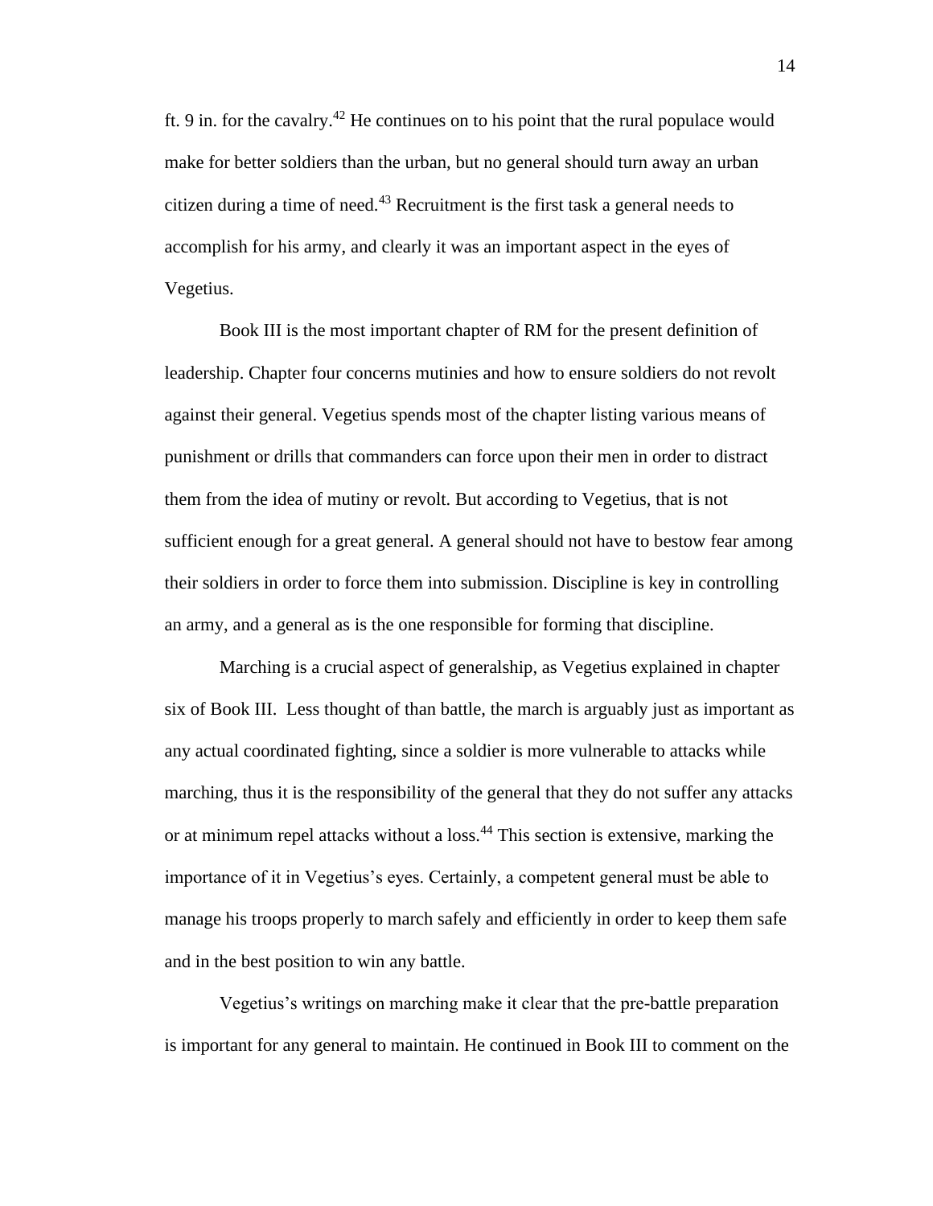ft. 9 in. for the cavalry.[42] He continues on to his point that the rural populace would make for better soldiers than the urban, but no general should turn away an urban citizen during a time of need.[43] Recruitment is the first task a general needs to accomplish for his army, and clearly it was an important aspect in the eyes of Vegetius.

Book III is the most important chapter of RM for the present definition of leadership. Chapter four concerns mutinies and how to ensure soldiers do not revolt against their general. Vegetius spends most of the chapter listing various means of punishment or drills that commanders can force upon their men in order to distract them from the idea of mutiny or revolt. But according to Vegetius, that is not sufficient enough for a great general. A general should not have to bestow fear among their soldiers in order to force them into submission. Discipline is key in controlling an army, and a general as is the one responsible for forming that discipline.

Marching is a crucial aspect of generalship, as Vegetius explained in chapter six of Book III. Less thought of than battle, the march is arguably just as important as any actual coordinated fighting, since a soldier is more vulnerable to attacks while marching, thus it is the responsibility of the general that they do not suffer any attacks or at minimum repel attacks without a loss.[44] This section is extensive, marking the importance of it in Vegetius's eyes. Certainly, a competent general must be able to manage his troops properly to march safely and efficiently in order to keep them safe and in the best position to win any battle.

Vegetius's writings on marching make it clear that the pre-battle preparation is important for any general to maintain. He continued in Book III to comment on the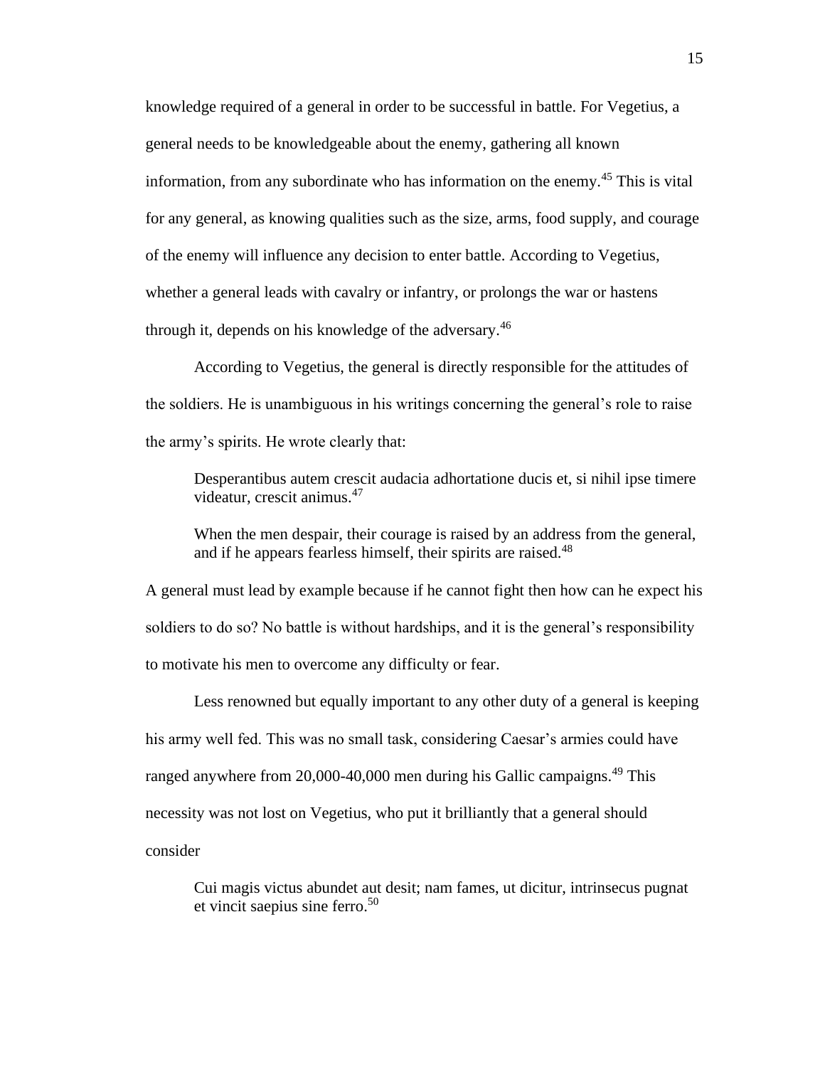knowledge required of a general in order to be successful in battle. For Vegetius, a general needs to be knowledgeable about the enemy, gathering all known information, from any subordinate who has information on the enemy.[45] This is vital for any general, as knowing qualities such as the size, arms, food supply, and courage of the enemy will influence any decision to enter battle. According to Vegetius, whether a general leads with cavalry or infantry, or prolongs the war or hastens through it, depends on his knowledge of the adversary.[46]

According to Vegetius, the general is directly responsible for the attitudes of the soldiers. He is unambiguous in his writings concerning the general's role to raise the army's spirits. He wrote clearly that:

> Desperantibus autem crescit audacia adhortatione ducis et, si nihil ipse timere videatur, crescit animus.[47]
>
> When the men despair, their courage is raised by an address from the general, and if he appears fearless himself, their spirits are raised.[48]

A general must lead by example because if he cannot fight then how can he expect his soldiers to do so? No battle is without hardships, and it is the general's responsibility to motivate his men to overcome any difficulty or fear.

Less renowned but equally important to any other duty of a general is keeping his army well fed. This was no small task, considering Caesar's armies could have ranged anywhere from 20,000-40,000 men during his Gallic campaigns.[49] This necessity was not lost on Vegetius, who put it brilliantly that a general should consider

> Cui magis victus abundet aut desit; nam fames, ut dicitur, intrinsecus pugnat et vincit saepius sine ferro.[50]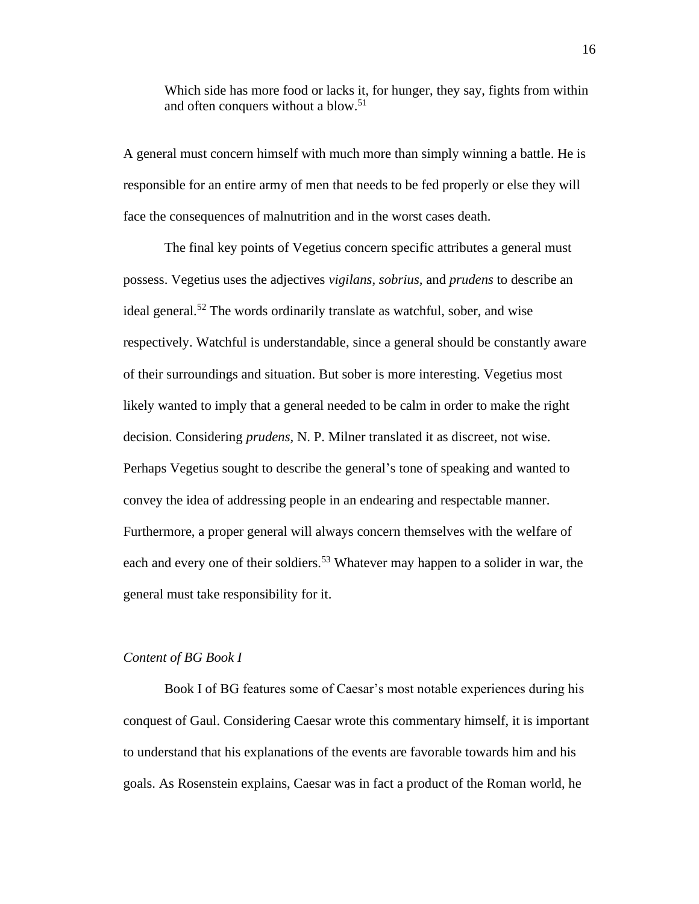> Which side has more food or lacks it, for hunger, they say, fights from within and often conquers without a blow.[51]

A general must concern himself with much more than simply winning a battle. He is responsible for an entire army of men that needs to be fed properly or else they will face the consequences of malnutrition and in the worst cases death.

The final key points of Vegetius concern specific attributes a general must possess. Vegetius uses the adjectives *vigilans*, *sobrius*, and *prudens* to describe an ideal general.[52] The words ordinarily translate as watchful, sober, and wise respectively. Watchful is understandable, since a general should be constantly aware of their surroundings and situation. But sober is more interesting. Vegetius most likely wanted to imply that a general needed to be calm in order to make the right decision. Considering *prudens,* N. P. Milner translated it as discreet, not wise. Perhaps Vegetius sought to describe the general's tone of speaking and wanted to convey the idea of addressing people in an endearing and respectable manner. Furthermore, a proper general will always concern themselves with the welfare of each and every one of their soldiers.[53] Whatever may happen to a solider in war, the general must take responsibility for it.

### *Content of BG Book I*

Book I of BG features some of Caesar's most notable experiences during his conquest of Gaul. Considering Caesar wrote this commentary himself, it is important to understand that his explanations of the events are favorable towards him and his goals. As Rosenstein explains, Caesar was in fact a product of the Roman world, he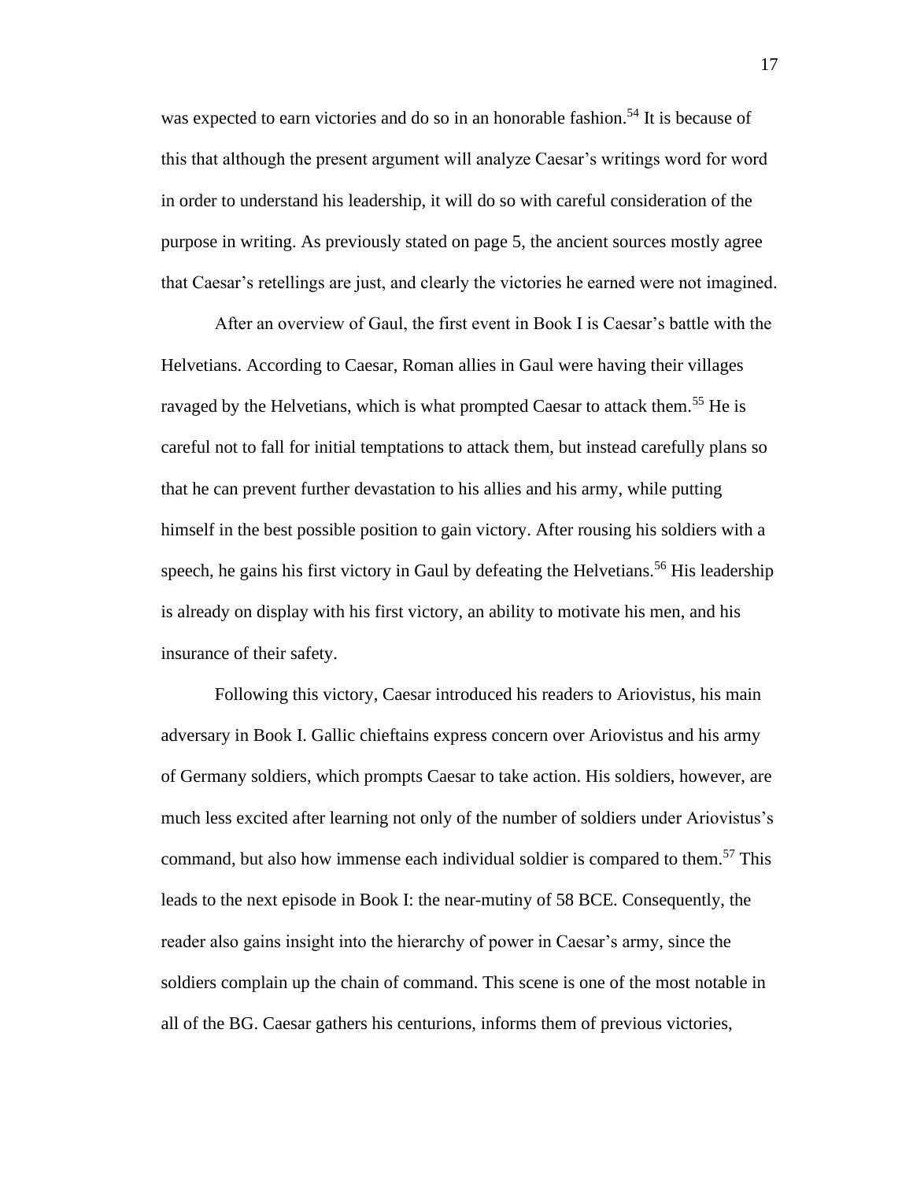was expected to earn victories and do so in an honorable fashion.[54] It is because of this that although the present argument will analyze Caesar's writings word for word in order to understand his leadership, it will do so with careful consideration of the purpose in writing. As previously stated on page 5, the ancient sources mostly agree that Caesar's retellings are just, and clearly the victories he earned were not imagined.

After an overview of Gaul, the first event in Book I is Caesar's battle with the Helvetians. According to Caesar, Roman allies in Gaul were having their villages ravaged by the Helvetians, which is what prompted Caesar to attack them.[55] He is careful not to fall for initial temptations to attack them, but instead carefully plans so that he can prevent further devastation to his allies and his army, while putting himself in the best possible position to gain victory. After rousing his soldiers with a speech, he gains his first victory in Gaul by defeating the Helvetians.[56] His leadership is already on display with his first victory, an ability to motivate his men, and his insurance of their safety.

Following this victory, Caesar introduced his readers to Ariovistus, his main adversary in Book I. Gallic chieftains express concern over Ariovistus and his army of Germany soldiers, which prompts Caesar to take action. His soldiers, however, are much less excited after learning not only of the number of soldiers under Ariovistus's command, but also how immense each individual soldier is compared to them.[57] This leads to the next episode in Book I: the near-mutiny of 58 BCE. Consequently, the reader also gains insight into the hierarchy of power in Caesar's army, since the soldiers complain up the chain of command. This scene is one of the most notable in all of the BG. Caesar gathers his centurions, informs them of previous victories,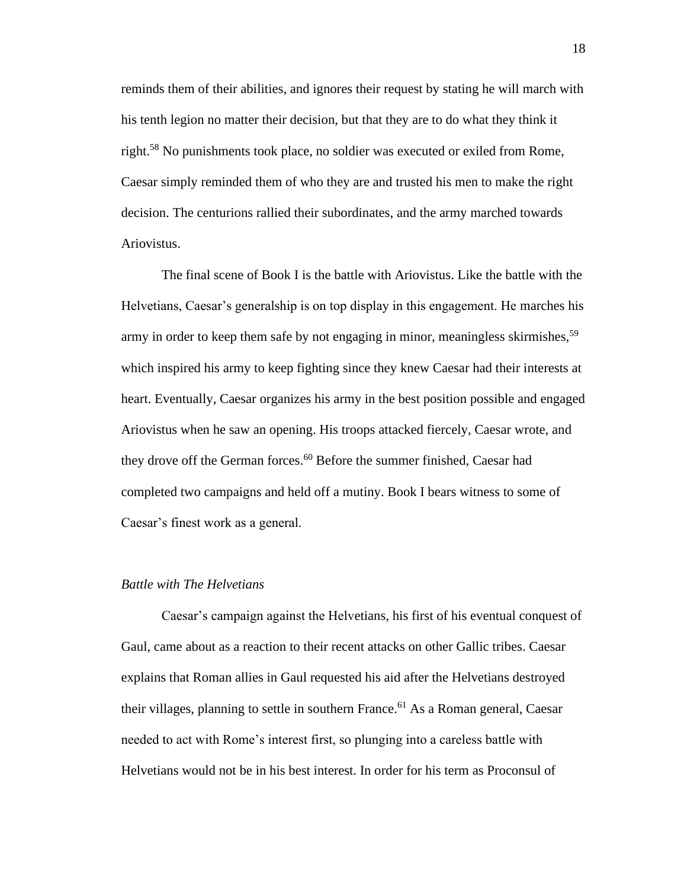reminds them of their abilities, and ignores their request by stating he will march with his tenth legion no matter their decision, but that they are to do what they think it right.[58] No punishments took place, no soldier was executed or exiled from Rome, Caesar simply reminded them of who they are and trusted his men to make the right decision. The centurions rallied their subordinates, and the army marched towards Ariovistus.

The final scene of Book I is the battle with Ariovistus. Like the battle with the Helvetians, Caesar's generalship is on top display in this engagement. He marches his army in order to keep them safe by not engaging in minor, meaningless skirmishes,[59] which inspired his army to keep fighting since they knew Caesar had their interests at heart. Eventually, Caesar organizes his army in the best position possible and engaged Ariovistus when he saw an opening. His troops attacked fiercely, Caesar wrote, and they drove off the German forces.[60] Before the summer finished, Caesar had completed two campaigns and held off a mutiny. Book I bears witness to some of Caesar's finest work as a general.

*Battle with The Helvetians*

Caesar's campaign against the Helvetians, his first of his eventual conquest of Gaul, came about as a reaction to their recent attacks on other Gallic tribes. Caesar explains that Roman allies in Gaul requested his aid after the Helvetians destroyed their villages, planning to settle in southern France.[61] As a Roman general, Caesar needed to act with Rome's interest first, so plunging into a careless battle with Helvetians would not be in his best interest. In order for his term as Proconsul of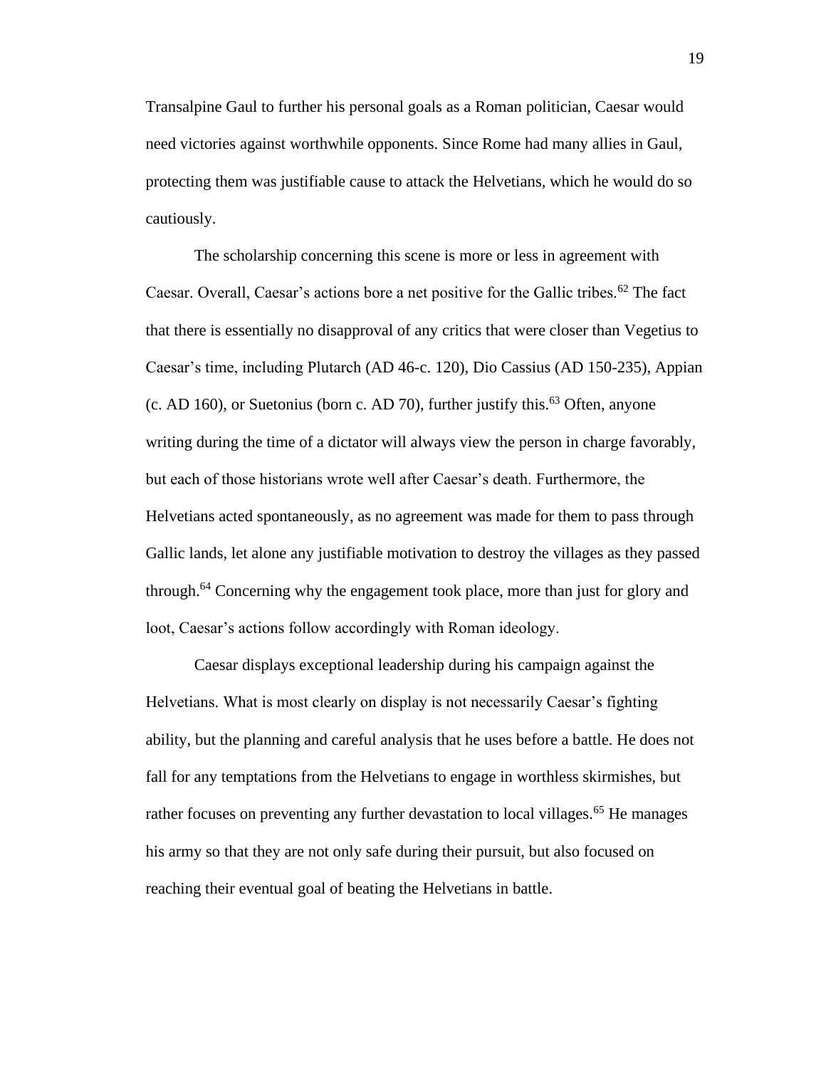Transalpine Gaul to further his personal goals as a Roman politician, Caesar would need victories against worthwhile opponents. Since Rome had many allies in Gaul, protecting them was justifiable cause to attack the Helvetians, which he would do so cautiously.

The scholarship concerning this scene is more or less in agreement with Caesar. Overall, Caesar's actions bore a net positive for the Gallic tribes.[62] The fact that there is essentially no disapproval of any critics that were closer than Vegetius to Caesar's time, including Plutarch (AD 46-c. 120), Dio Cassius (AD 150-235), Appian (c. AD 160), or Suetonius (born c. AD 70), further justify this.[63] Often, anyone writing during the time of a dictator will always view the person in charge favorably, but each of those historians wrote well after Caesar's death. Furthermore, the Helvetians acted spontaneously, as no agreement was made for them to pass through Gallic lands, let alone any justifiable motivation to destroy the villages as they passed through.[64] Concerning why the engagement took place, more than just for glory and loot, Caesar's actions follow accordingly with Roman ideology.

Caesar displays exceptional leadership during his campaign against the Helvetians. What is most clearly on display is not necessarily Caesar's fighting ability, but the planning and careful analysis that he uses before a battle. He does not fall for any temptations from the Helvetians to engage in worthless skirmishes, but rather focuses on preventing any further devastation to local villages.[65] He manages his army so that they are not only safe during their pursuit, but also focused on reaching their eventual goal of beating the Helvetians in battle.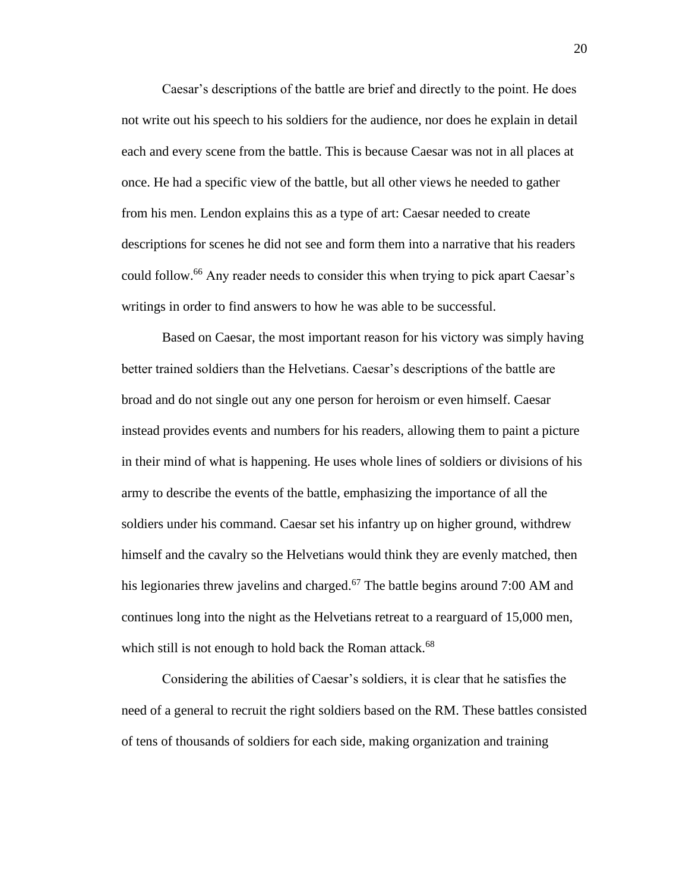Caesar's descriptions of the battle are brief and directly to the point. He does not write out his speech to his soldiers for the audience, nor does he explain in detail each and every scene from the battle. This is because Caesar was not in all places at once. He had a specific view of the battle, but all other views he needed to gather from his men. Lendon explains this as a type of art: Caesar needed to create descriptions for scenes he did not see and form them into a narrative that his readers could follow.[66] Any reader needs to consider this when trying to pick apart Caesar's writings in order to find answers to how he was able to be successful.

Based on Caesar, the most important reason for his victory was simply having better trained soldiers than the Helvetians. Caesar's descriptions of the battle are broad and do not single out any one person for heroism or even himself. Caesar instead provides events and numbers for his readers, allowing them to paint a picture in their mind of what is happening. He uses whole lines of soldiers or divisions of his army to describe the events of the battle, emphasizing the importance of all the soldiers under his command. Caesar set his infantry up on higher ground, withdrew himself and the cavalry so the Helvetians would think they are evenly matched, then his legionaries threw javelins and charged.[67] The battle begins around 7:00 AM and continues long into the night as the Helvetians retreat to a rearguard of 15,000 men, which still is not enough to hold back the Roman attack.[68]

Considering the abilities of Caesar's soldiers, it is clear that he satisfies the need of a general to recruit the right soldiers based on the RM. These battles consisted of tens of thousands of soldiers for each side, making organization and training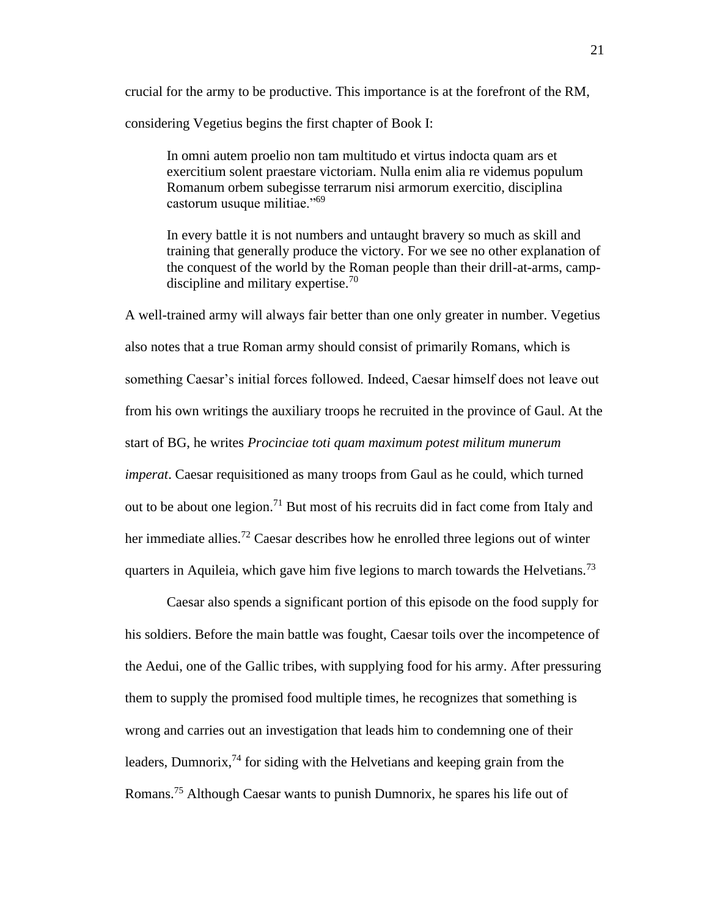crucial for the army to be productive. This importance is at the forefront of the RM, considering Vegetius begins the first chapter of Book I:

> In omni autem proelio non tam multitudo et virtus indocta quam ars et exercitium solent praestare victoriam. Nulla enim alia re videmus populum Romanum orbem subegisse terrarum nisi armorum exercitio, disciplina castorum usuque militiae."[69]

> In every battle it is not numbers and untaught bravery so much as skill and training that generally produce the victory. For we see no other explanation of the conquest of the world by the Roman people than their drill-at-arms, camp-discipline and military expertise.[70]

A well-trained army will always fair better than one only greater in number. Vegetius also notes that a true Roman army should consist of primarily Romans, which is something Caesar's initial forces followed. Indeed, Caesar himself does not leave out from his own writings the auxiliary troops he recruited in the province of Gaul. At the start of BG, he writes *Procinciae toti quam maximum potest militum munerum imperat*. Caesar requisitioned as many troops from Gaul as he could, which turned out to be about one legion.[71] But most of his recruits did in fact come from Italy and her immediate allies.[72] Caesar describes how he enrolled three legions out of winter quarters in Aquileia, which gave him five legions to march towards the Helvetians.[73]

Caesar also spends a significant portion of this episode on the food supply for his soldiers. Before the main battle was fought, Caesar toils over the incompetence of the Aedui, one of the Gallic tribes, with supplying food for his army. After pressuring them to supply the promised food multiple times, he recognizes that something is wrong and carries out an investigation that leads him to condemning one of their leaders, Dumnorix,[74] for siding with the Helvetians and keeping grain from the Romans.[75] Although Caesar wants to punish Dumnorix, he spares his life out of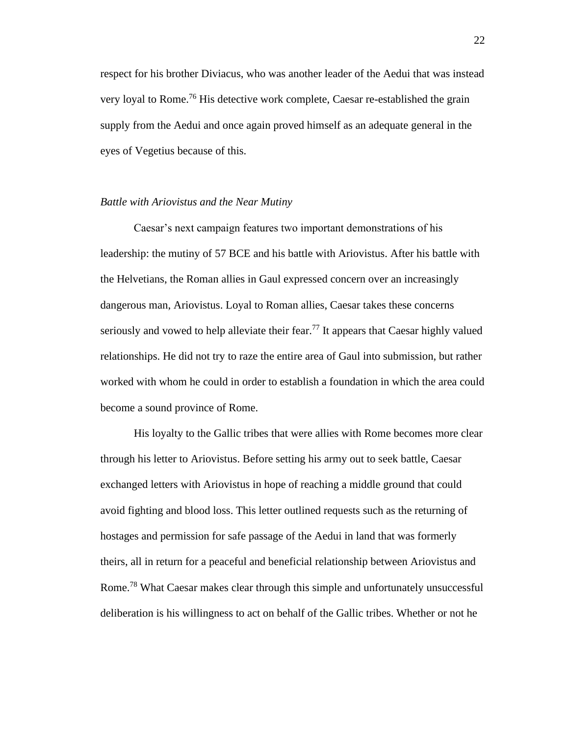respect for his brother Diviacus, who was another leader of the Aedui that was instead very loyal to Rome.[76] His detective work complete, Caesar re-established the grain supply from the Aedui and once again proved himself as an adequate general in the eyes of Vegetius because of this.

*Battle with Ariovistus and the Near Mutiny*

Caesar's next campaign features two important demonstrations of his leadership: the mutiny of 57 BCE and his battle with Ariovistus. After his battle with the Helvetians, the Roman allies in Gaul expressed concern over an increasingly dangerous man, Ariovistus. Loyal to Roman allies, Caesar takes these concerns seriously and vowed to help alleviate their fear.[77] It appears that Caesar highly valued relationships. He did not try to raze the entire area of Gaul into submission, but rather worked with whom he could in order to establish a foundation in which the area could become a sound province of Rome.

His loyalty to the Gallic tribes that were allies with Rome becomes more clear through his letter to Ariovistus. Before setting his army out to seek battle, Caesar exchanged letters with Ariovistus in hope of reaching a middle ground that could avoid fighting and blood loss. This letter outlined requests such as the returning of hostages and permission for safe passage of the Aedui in land that was formerly theirs, all in return for a peaceful and beneficial relationship between Ariovistus and Rome.[78] What Caesar makes clear through this simple and unfortunately unsuccessful deliberation is his willingness to act on behalf of the Gallic tribes. Whether or not he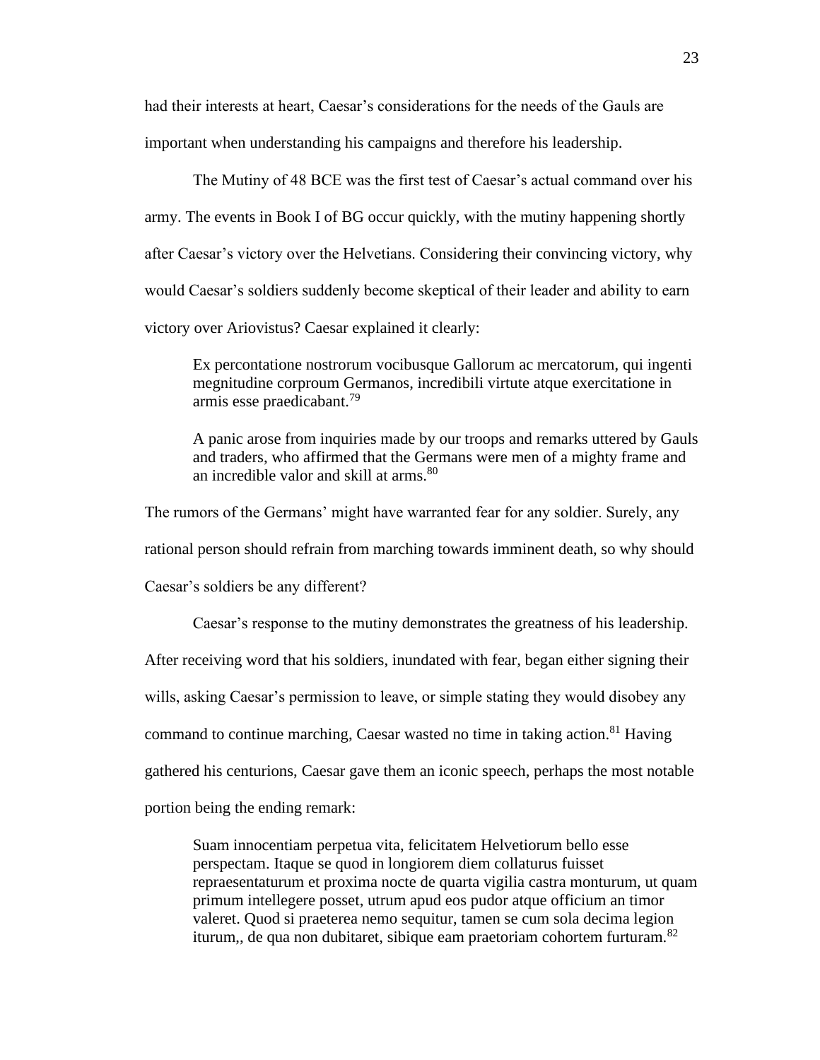had their interests at heart, Caesar's considerations for the needs of the Gauls are important when understanding his campaigns and therefore his leadership.

The Mutiny of 48 BCE was the first test of Caesar's actual command over his army. The events in Book I of BG occur quickly, with the mutiny happening shortly after Caesar's victory over the Helvetians. Considering their convincing victory, why would Caesar's soldiers suddenly become skeptical of their leader and ability to earn victory over Ariovistus? Caesar explained it clearly:

> Ex percontatione nostrorum vocibusque Gallorum ac mercatorum, qui ingenti megnitudine corproum Germanos, incredibili virtute atque exercitatione in armis esse praedicabant.[79]

> A panic arose from inquiries made by our troops and remarks uttered by Gauls and traders, who affirmed that the Germans were men of a mighty frame and an incredible valor and skill at arms.[80]

The rumors of the Germans' might have warranted fear for any soldier. Surely, any rational person should refrain from marching towards imminent death, so why should Caesar's soldiers be any different?

Caesar's response to the mutiny demonstrates the greatness of his leadership. After receiving word that his soldiers, inundated with fear, began either signing their wills, asking Caesar's permission to leave, or simple stating they would disobey any command to continue marching, Caesar wasted no time in taking action.[81] Having gathered his centurions, Caesar gave them an iconic speech, perhaps the most notable portion being the ending remark:

> Suam innocentiam perpetua vita, felicitatem Helvetiorum bello esse perspectam. Itaque se quod in longiorem diem collaturus fuisset repraesentaturum et proxima nocte de quarta vigilia castra monturum, ut quam primum intellegere posset, utrum apud eos pudor atque officium an timor valeret. Quod si praeterea nemo sequitur, tamen se cum sola decima legion iturum,, de qua non dubitaret, sibique eam praetoriam cohortem furturam.[82]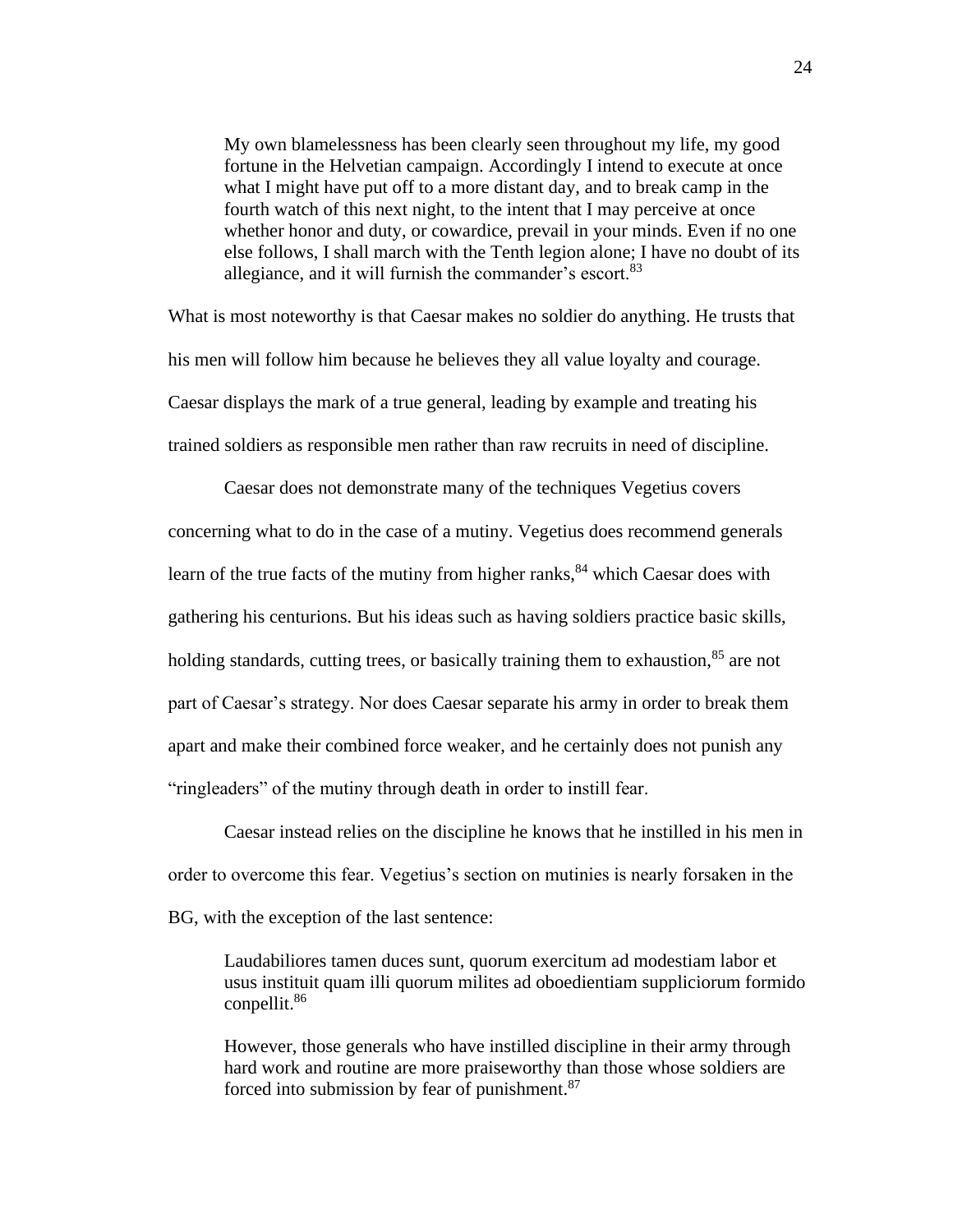> My own blamelessness has been clearly seen throughout my life, my good fortune in the Helvetian campaign. Accordingly I intend to execute at once what I might have put off to a more distant day, and to break camp in the fourth watch of this next night, to the intent that I may perceive at once whether honor and duty, or cowardice, prevail in your minds. Even if no one else follows, I shall march with the Tenth legion alone; I have no doubt of its allegiance, and it will furnish the commander's escort.[83]

What is most noteworthy is that Caesar makes no soldier do anything. He trusts that his men will follow him because he believes they all value loyalty and courage. Caesar displays the mark of a true general, leading by example and treating his trained soldiers as responsible men rather than raw recruits in need of discipline.

Caesar does not demonstrate many of the techniques Vegetius covers concerning what to do in the case of a mutiny. Vegetius does recommend generals learn of the true facts of the mutiny from higher ranks,[84] which Caesar does with gathering his centurions. But his ideas such as having soldiers practice basic skills, holding standards, cutting trees, or basically training them to exhaustion,[85] are not part of Caesar's strategy. Nor does Caesar separate his army in order to break them apart and make their combined force weaker, and he certainly does not punish any "ringleaders" of the mutiny through death in order to instill fear.

Caesar instead relies on the discipline he knows that he instilled in his men in order to overcome this fear. Vegetius's section on mutinies is nearly forsaken in the BG, with the exception of the last sentence:

> Laudabiliores tamen duces sunt, quorum exercitum ad modestiam labor et usus instituit quam illi quorum milites ad oboedientiam suppliciorum formido conpellit.[86]

> However, those generals who have instilled discipline in their army through hard work and routine are more praiseworthy than those whose soldiers are forced into submission by fear of punishment.[87]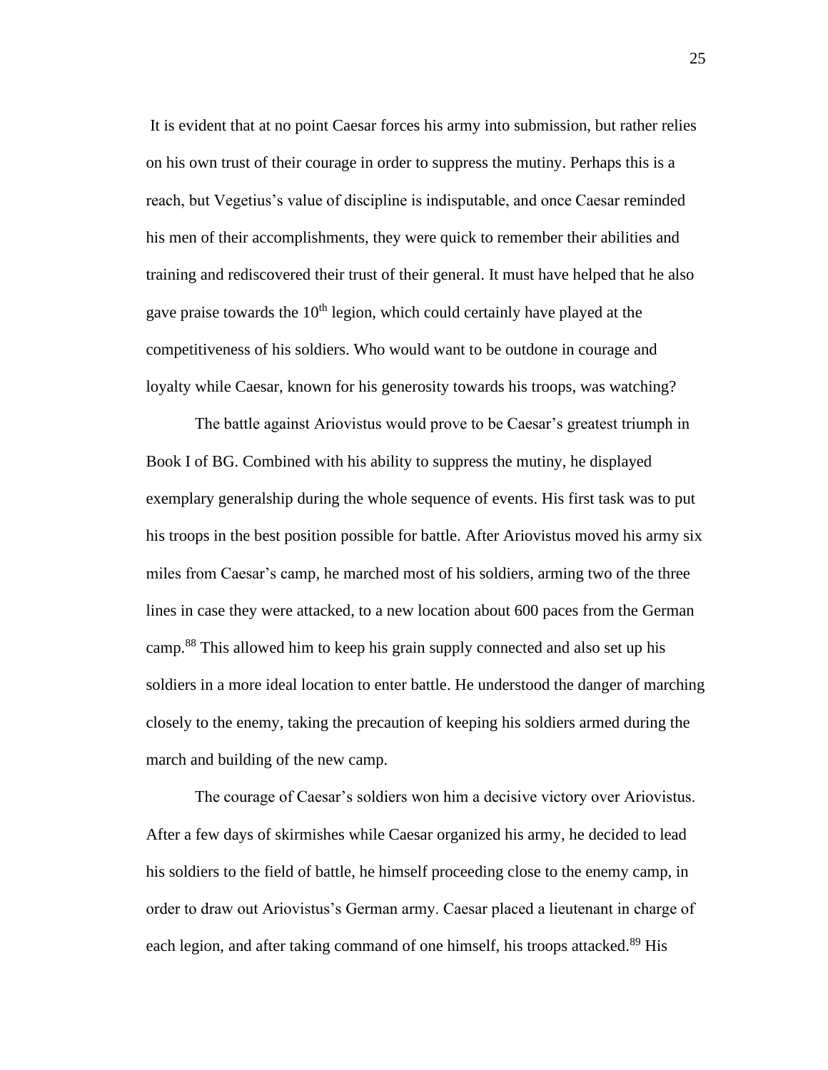It is evident that at no point Caesar forces his army into submission, but rather relies on his own trust of their courage in order to suppress the mutiny. Perhaps this is a reach, but Vegetius's value of discipline is indisputable, and once Caesar reminded his men of their accomplishments, they were quick to remember their abilities and training and rediscovered their trust of their general. It must have helped that he also gave praise towards the $10^{th}$ legion, which could certainly have played at the competitiveness of his soldiers. Who would want to be outdone in courage and loyalty while Caesar, known for his generosity towards his troops, was watching?

The battle against Ariovistus would prove to be Caesar's greatest triumph in Book I of BG. Combined with his ability to suppress the mutiny, he displayed exemplary generalship during the whole sequence of events. His first task was to put his troops in the best position possible for battle. After Ariovistus moved his army six miles from Caesar's camp, he marched most of his soldiers, arming two of the three lines in case they were attacked, to a new location about 600 paces from the German camp.[88] This allowed him to keep his grain supply connected and also set up his soldiers in a more ideal location to enter battle. He understood the danger of marching closely to the enemy, taking the precaution of keeping his soldiers armed during the march and building of the new camp.

The courage of Caesar's soldiers won him a decisive victory over Ariovistus. After a few days of skirmishes while Caesar organized his army, he decided to lead his soldiers to the field of battle, he himself proceeding close to the enemy camp, in order to draw out Ariovistus's German army. Caesar placed a lieutenant in charge of each legion, and after taking command of one himself, his troops attacked.[89] His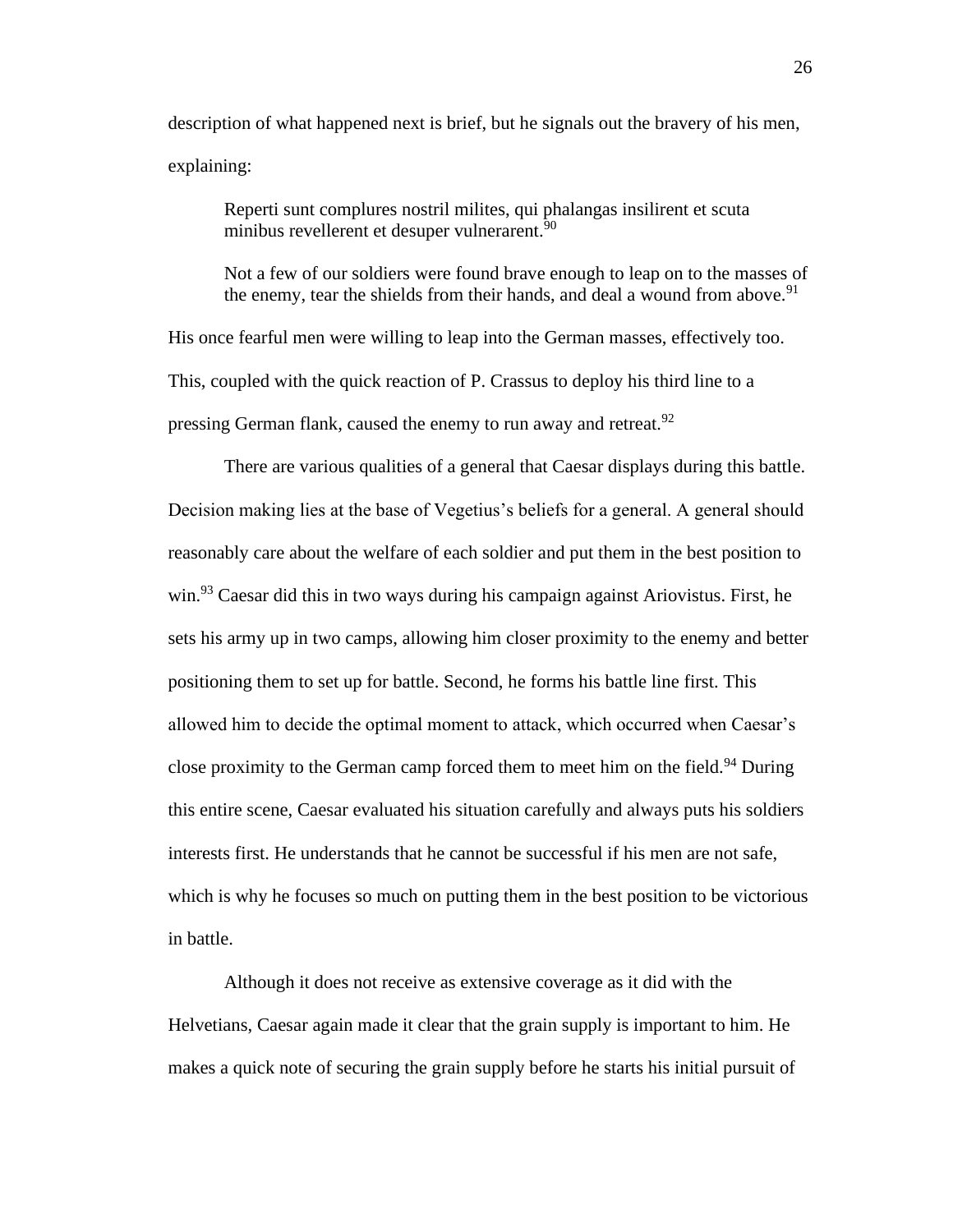description of what happened next is brief, but he signals out the bravery of his men, explaining:

> Reperti sunt complures nostril milites, qui phalangas insilirent et scuta minibus revellerent et desuper vulnerarent.[90]
>
> Not a few of our soldiers were found brave enough to leap on to the masses of the enemy, tear the shields from their hands, and deal a wound from above.[91]

His once fearful men were willing to leap into the German masses, effectively too. This, coupled with the quick reaction of P. Crassus to deploy his third line to a pressing German flank, caused the enemy to run away and retreat.[92]

There are various qualities of a general that Caesar displays during this battle. Decision making lies at the base of Vegetius's beliefs for a general. A general should reasonably care about the welfare of each soldier and put them in the best position to win.[93] Caesar did this in two ways during his campaign against Ariovistus. First, he sets his army up in two camps, allowing him closer proximity to the enemy and better positioning them to set up for battle. Second, he forms his battle line first. This allowed him to decide the optimal moment to attack, which occurred when Caesar's close proximity to the German camp forced them to meet him on the field.[94] During this entire scene, Caesar evaluated his situation carefully and always puts his soldiers interests first. He understands that he cannot be successful if his men are not safe, which is why he focuses so much on putting them in the best position to be victorious in battle.

Although it does not receive as extensive coverage as it did with the Helvetians, Caesar again made it clear that the grain supply is important to him. He makes a quick note of securing the grain supply before he starts his initial pursuit of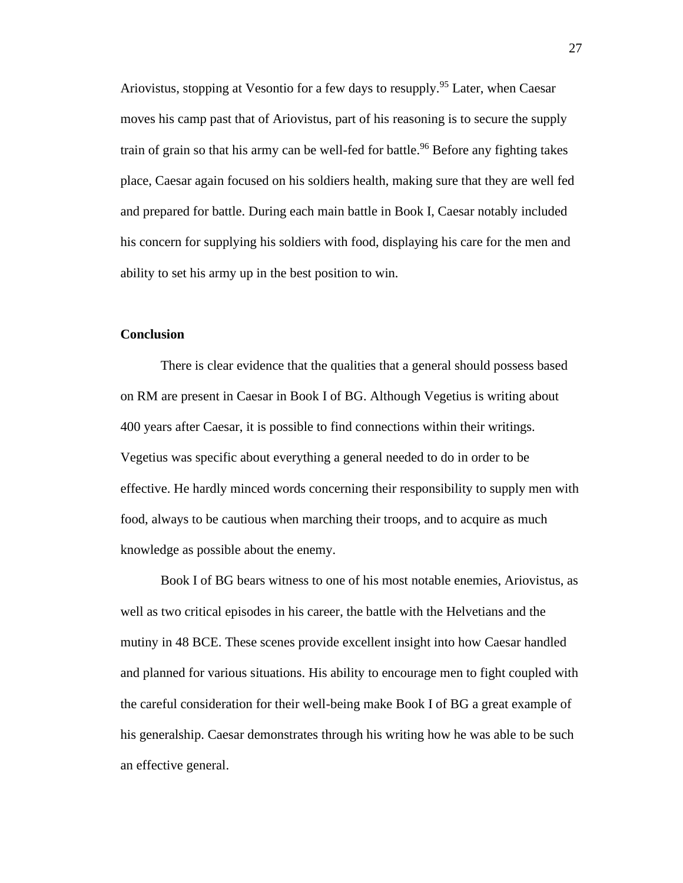Ariovistus, stopping at Vesontio for a few days to resupply.[95] Later, when Caesar moves his camp past that of Ariovistus, part of his reasoning is to secure the supply train of grain so that his army can be well-fed for battle.[96] Before any fighting takes place, Caesar again focused on his soldiers health, making sure that they are well fed and prepared for battle. During each main battle in Book I, Caesar notably included his concern for supplying his soldiers with food, displaying his care for the men and ability to set his army up in the best position to win.

**Conclusion**

There is clear evidence that the qualities that a general should possess based on RM are present in Caesar in Book I of BG. Although Vegetius is writing about 400 years after Caesar, it is possible to find connections within their writings. Vegetius was specific about everything a general needed to do in order to be effective. He hardly minced words concerning their responsibility to supply men with food, always to be cautious when marching their troops, and to acquire as much knowledge as possible about the enemy.

Book I of BG bears witness to one of his most notable enemies, Ariovistus, as well as two critical episodes in his career, the battle with the Helvetians and the mutiny in 48 BCE. These scenes provide excellent insight into how Caesar handled and planned for various situations. His ability to encourage men to fight coupled with the careful consideration for their well-being make Book I of BG a great example of his generalship. Caesar demonstrates through his writing how he was able to be such an effective general.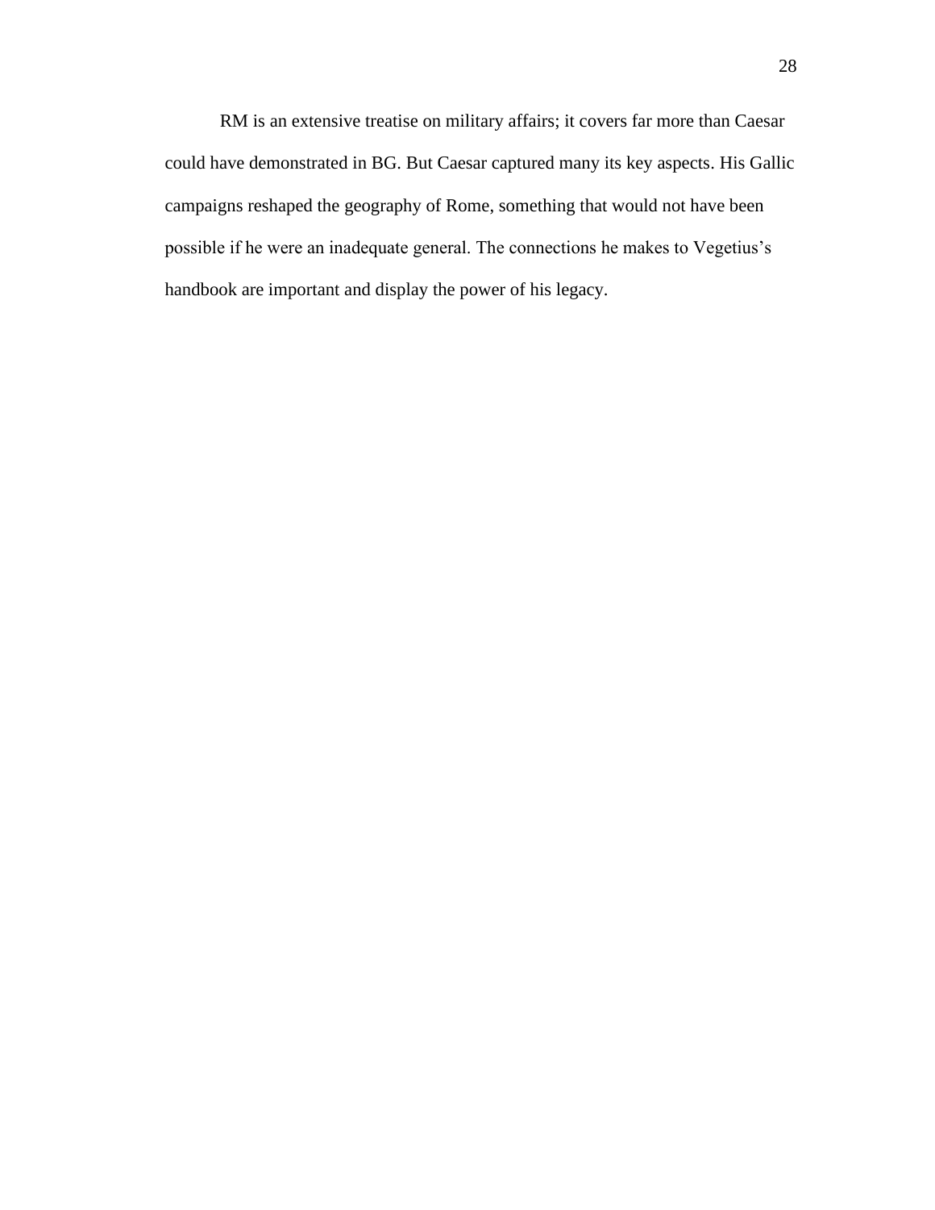RM is an extensive treatise on military affairs; it covers far more than Caesar could have demonstrated in BG. But Caesar captured many its key aspects. His Gallic campaigns reshaped the geography of Rome, something that would not have been possible if he were an inadequate general. The connections he makes to Vegetius's handbook are important and display the power of his legacy.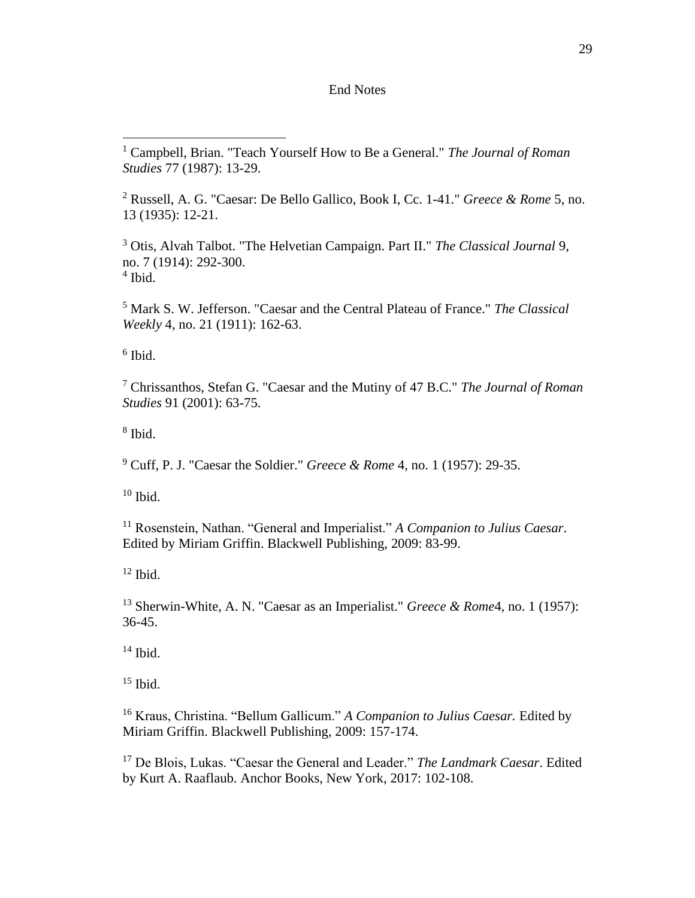End Notes

[1] Campbell, Brian. "Teach Yourself How to Be a General." *The Journal of Roman Studies* 77 (1987): 13-29.

[2] Russell, A. G. "Caesar: De Bello Gallico, Book I, Cc. 1-41." *Greece & Rome* 5, no. 13 (1935): 12-21.

[3] Otis, Alvah Talbot. "The Helvetian Campaign. Part II." *The Classical Journal* 9, no. 7 (1914): 292-300.
[4] Ibid.

[5] Mark S. W. Jefferson. "Caesar and the Central Plateau of France." *The Classical Weekly* 4, no. 21 (1911): 162-63.

[6] Ibid.

[7] Chrissanthos, Stefan G. "Caesar and the Mutiny of 47 B.C." *The Journal of Roman Studies* 91 (2001): 63-75.

[8] Ibid.

[9] Cuff, P. J. "Caesar the Soldier." *Greece & Rome* 4, no. 1 (1957): 29-35.

[10] Ibid.

[11] Rosenstein, Nathan. "General and Imperialist." *A Companion to Julius Caesar*. Edited by Miriam Griffin. Blackwell Publishing, 2009: 83-99.

[12] Ibid.

[13] Sherwin-White, A. N. "Caesar as an Imperialist." *Greece & Rome*4, no. 1 (1957): 36-45.

[14] Ibid.

[15] Ibid.

[16] Kraus, Christina. "Bellum Gallicum." *A Companion to Julius Caesar.* Edited by Miriam Griffin. Blackwell Publishing, 2009: 157-174.

[17] De Blois, Lukas. "Caesar the General and Leader." *The Landmark Caesar*. Edited by Kurt A. Raaflaub. Anchor Books, New York, 2017: 102-108.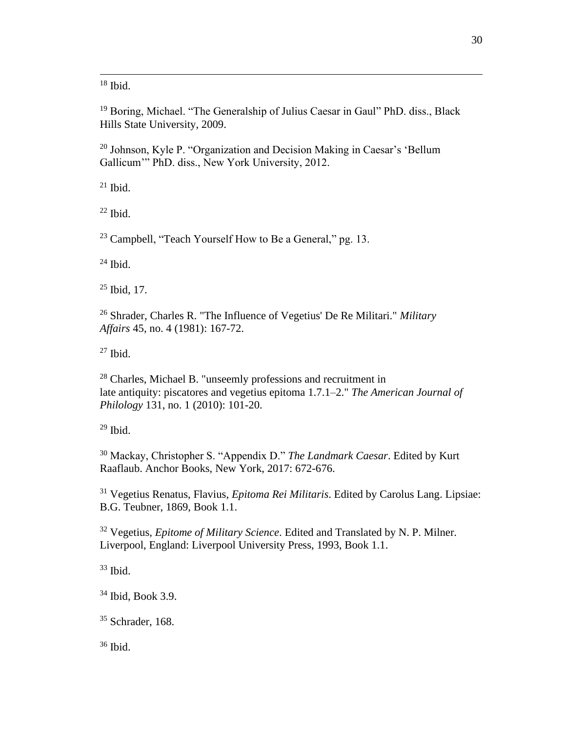[18] Ibid.

[19] Boring, Michael. “The Generalship of Julius Caesar in Gaul” PhD. diss., Black Hills State University, 2009.

[20] Johnson, Kyle P. “Organization and Decision Making in Caesar’s ‘Bellum Gallicum’” PhD. diss., New York University, 2012.

[21] Ibid.

[22] Ibid.

[23] Campbell, “Teach Yourself How to Be a General,” pg. 13.

[24] Ibid.

[25] Ibid, 17.

[26] Shrader, Charles R. "The Influence of Vegetius' De Re Militari." *Military Affairs* 45, no. 4 (1981): 167-72.

[27] Ibid.

[28] Charles, Michael B. "unseemly professions and recruitment in late antiquity: piscatores and vegetius epitoma 1.7.1–2." *The American Journal of Philology* 131, no. 1 (2010): 101-20.

[29] Ibid.

[30] Mackay, Christopher S. “Appendix D.” *The Landmark Caesar*. Edited by Kurt Raaflaub. Anchor Books, New York, 2017: 672-676.

[31] Vegetius Renatus, Flavius, *Epitoma Rei Militaris*. Edited by Carolus Lang. Lipsiae: B.G. Teubner, 1869, Book 1.1.

[32] Vegetius, *Epitome of Military Science*. Edited and Translated by N. P. Milner. Liverpool, England: Liverpool University Press, 1993, Book 1.1.

[33] Ibid.

[34] Ibid, Book 3.9.

[35] Schrader, 168.

[36] Ibid.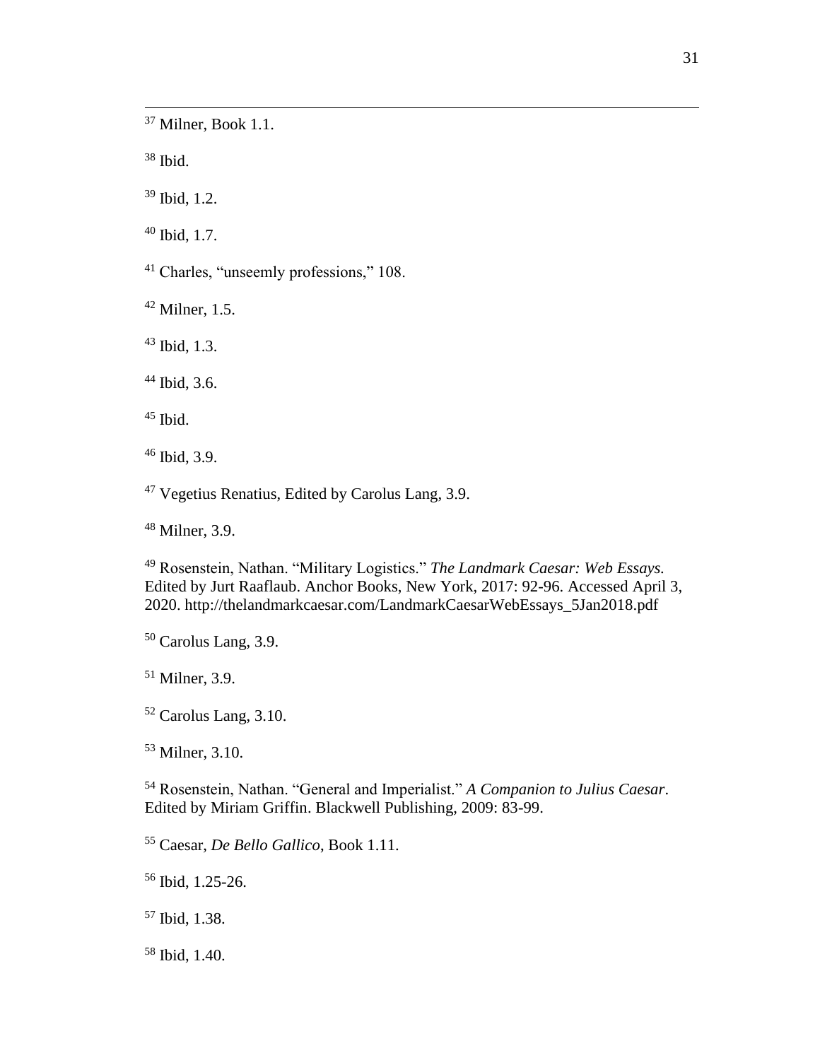[37] Milner, Book 1.1.

[38] Ibid.

[39] Ibid, 1.2.

[40] Ibid, 1.7.

[41] Charles, "unseemly professions," 108.

[42] Milner, 1.5.

[43] Ibid, 1.3.

[44] Ibid, 3.6.

[45] Ibid.

[46] Ibid, 3.9.

[47] Vegetius Renatius, Edited by Carolus Lang, 3.9.

[48] Milner, 3.9.

[49] Rosenstein, Nathan. "Military Logistics." *The Landmark Caesar: Web Essays.* Edited by Jurt Raaflaub. Anchor Books, New York, 2017: 92-96. Accessed April 3, 2020. http://thelandmarkcaesar.com/LandmarkCaesarWebEssays_5Jan2018.pdf

[50] Carolus Lang, 3.9.

[51] Milner, 3.9.

[52] Carolus Lang, 3.10.

[53] Milner, 3.10.

[54] Rosenstein, Nathan. "General and Imperialist." *A Companion to Julius Caesar*. Edited by Miriam Griffin. Blackwell Publishing, 2009: 83-99.

[55] Caesar, *De Bello Gallico*, Book 1.11.

[56] Ibid, 1.25-26.

[57] Ibid, 1.38.

[58] Ibid, 1.40.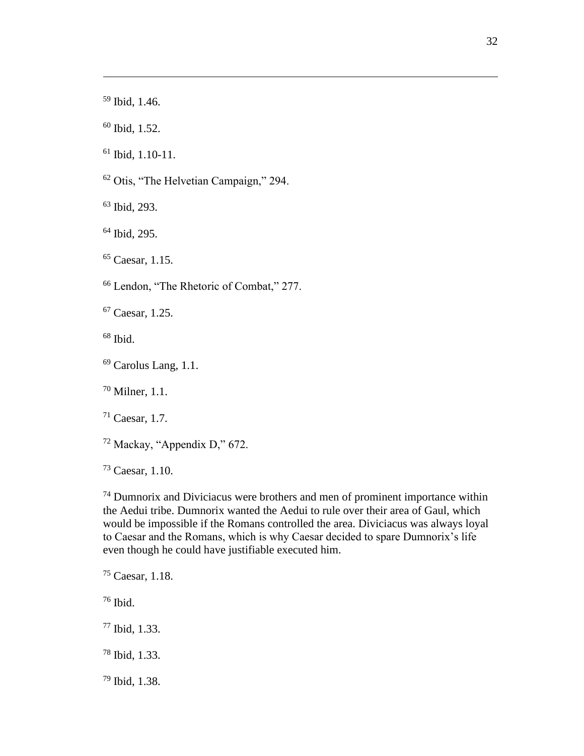[59] Ibid, 1.46.

[60] Ibid, 1.52.

[61] Ibid, 1.10-11.

[62] Otis, "The Helvetian Campaign," 294.

[63] Ibid, 293.

[64] Ibid, 295.

[65] Caesar, 1.15.

[66] Lendon, "The Rhetoric of Combat," 277.

[67] Caesar, 1.25.

[68] Ibid.

[69] Carolus Lang, 1.1.

[70] Milner, 1.1.

[71] Caesar, 1.7.

[72] Mackay, "Appendix D," 672.

[73] Caesar, 1.10.

[74] Dumnorix and Diviciacus were brothers and men of prominent importance within the Aedui tribe. Dumnorix wanted the Aedui to rule over their area of Gaul, which would be impossible if the Romans controlled the area. Diviciacus was always loyal to Caesar and the Romans, which is why Caesar decided to spare Dumnorix's life even though he could have justifiable executed him.

[75] Caesar, 1.18.

[76] Ibid.

[77] Ibid, 1.33.

[78] Ibid, 1.33.

[79] Ibid, 1.38.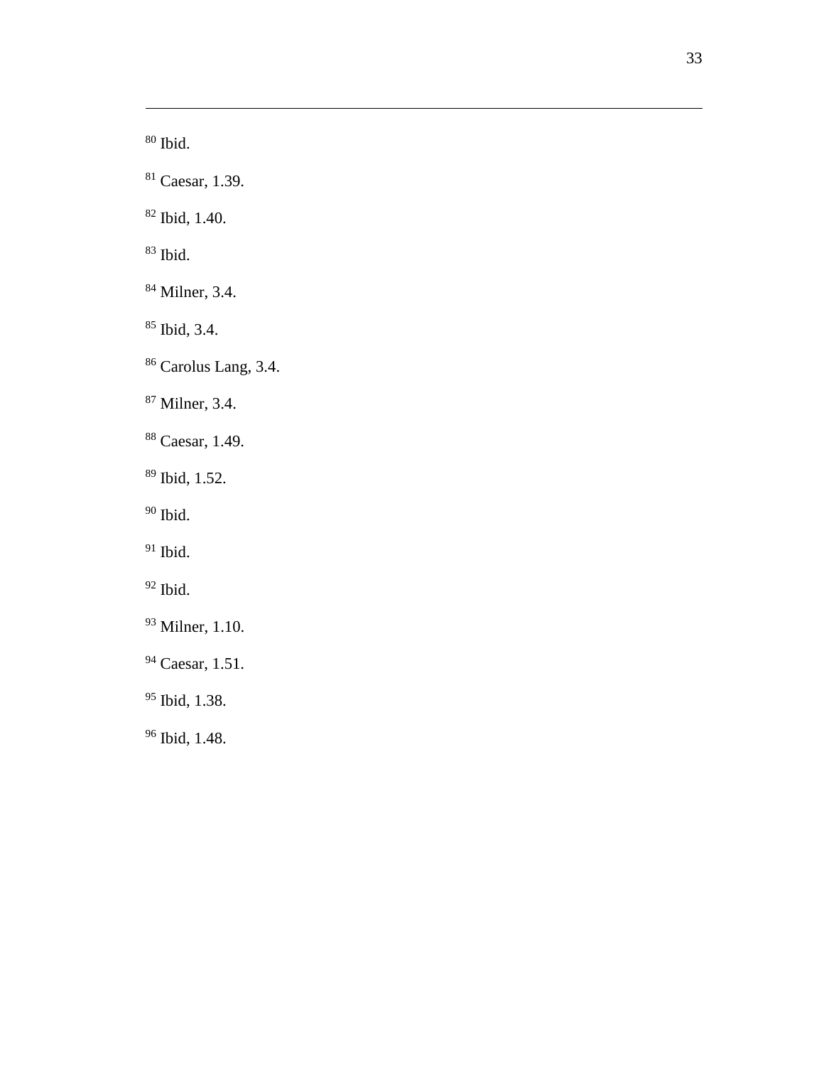[80] Ibid.

[81] Caesar, 1.39.

[82] Ibid, 1.40.

[83] Ibid.

[84] Milner, 3.4.

[85] Ibid, 3.4.

[86] Carolus Lang, 3.4.

[87] Milner, 3.4.

[88] Caesar, 1.49.

[89] Ibid, 1.52.

[90] Ibid.

[91] Ibid.

[92] Ibid.

[93] Milner, 1.10.

[94] Caesar, 1.51.

[95] Ibid, 1.38.

[96] Ibid, 1.48.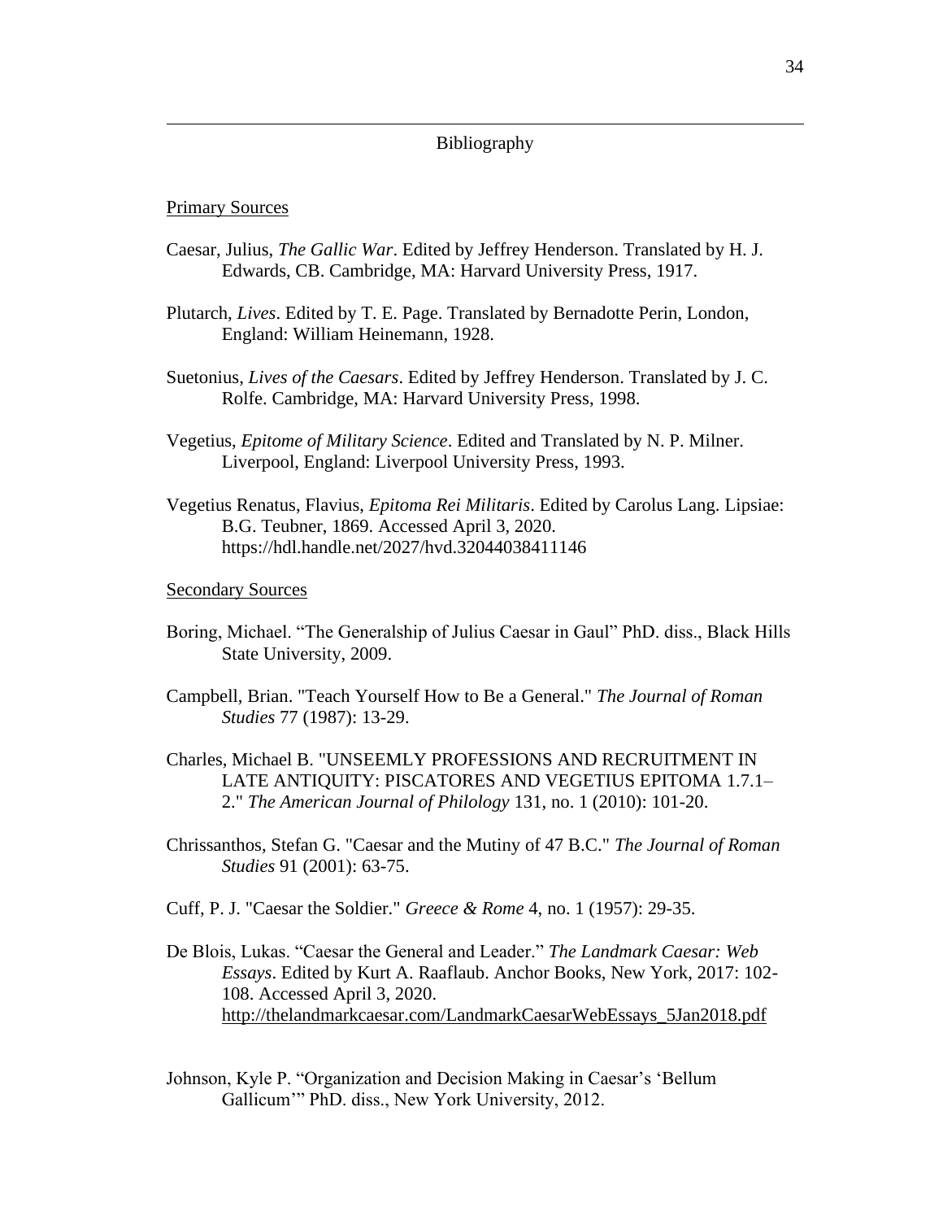## Bibliography

Primary Sources

Caesar, Julius, *The Gallic War*. Edited by Jeffrey Henderson. Translated by H. J. Edwards, CB. Cambridge, MA: Harvard University Press, 1917.

Plutarch, *Lives*. Edited by T. E. Page. Translated by Bernadotte Perin, London, England: William Heinemann, 1928.

Suetonius, *Lives of the Caesars*. Edited by Jeffrey Henderson. Translated by J. C. Rolfe. Cambridge, MA: Harvard University Press, 1998.

Vegetius, *Epitome of Military Science*. Edited and Translated by N. P. Milner. Liverpool, England: Liverpool University Press, 1993.

Vegetius Renatus, Flavius, *Epitoma Rei Militaris*. Edited by Carolus Lang. Lipsiae: B.G. Teubner, 1869. Accessed April 3, 2020. https://hdl.handle.net/2027/hvd.32044038411146

Secondary Sources

Boring, Michael. "The Generalship of Julius Caesar in Gaul" PhD. diss., Black Hills State University, 2009.

Campbell, Brian. "Teach Yourself How to Be a General." *The Journal of Roman Studies* 77 (1987): 13-29.

Charles, Michael B. "UNSEEMLY PROFESSIONS AND RECRUITMENT IN LATE ANTIQUITY: PISCATORES AND VEGETIUS EPITOMA 1.7.1–2." *The American Journal of Philology* 131, no. 1 (2010): 101-20.

Chrissanthos, Stefan G. "Caesar and the Mutiny of 47 B.C." *The Journal of Roman Studies* 91 (2001): 63-75.

Cuff, P. J. "Caesar the Soldier." *Greece & Rome* 4, no. 1 (1957): 29-35.

De Blois, Lukas. "Caesar the General and Leader." *The Landmark Caesar: Web Essays*. Edited by Kurt A. Raaflaub. Anchor Books, New York, 2017: 102-108. Accessed April 3, 2020. http://thelandmarkcaesar.com/LandmarkCaesarWebEssays_5Jan2018.pdf

Johnson, Kyle P. "Organization and Decision Making in Caesar's 'Bellum Gallicum'" PhD. diss., New York University, 2012.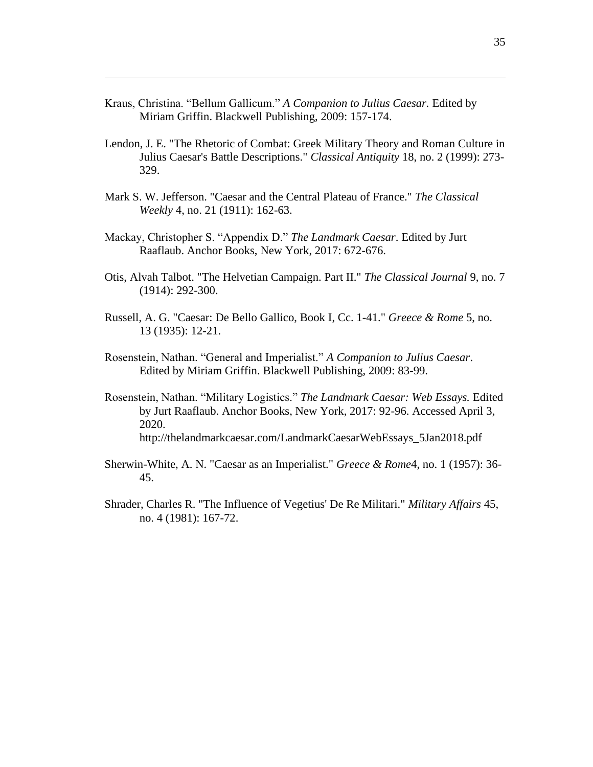Kraus, Christina. “Bellum Gallicum.” *A Companion to Julius Caesar.* Edited by Miriam Griffin. Blackwell Publishing, 2009: 157-174.

Lendon, J. E. "The Rhetoric of Combat: Greek Military Theory and Roman Culture in Julius Caesar's Battle Descriptions." *Classical Antiquity* 18, no. 2 (1999): 273-329.

Mark S. W. Jefferson. "Caesar and the Central Plateau of France." *The Classical Weekly* 4, no. 21 (1911): 162-63.

Mackay, Christopher S. “Appendix D.” *The Landmark Caesar*. Edited by Jurt Raaflaub. Anchor Books, New York, 2017: 672-676.

Otis, Alvah Talbot. "The Helvetian Campaign. Part II." *The Classical Journal* 9, no. 7 (1914): 292-300.

Russell, A. G. "Caesar: De Bello Gallico, Book I, Cc. 1-41." *Greece & Rome* 5, no. 13 (1935): 12-21.

Rosenstein, Nathan. “General and Imperialist.” *A Companion to Julius Caesar*. Edited by Miriam Griffin. Blackwell Publishing, 2009: 83-99.

Rosenstein, Nathan. “Military Logistics.” *The Landmark Caesar: Web Essays.* Edited by Jurt Raaflaub. Anchor Books, New York, 2017: 92-96. Accessed April 3, 2020. http://thelandmarkcaesar.com/LandmarkCaesarWebEssays_5Jan2018.pdf

Sherwin-White, A. N. "Caesar as an Imperialist." *Greece & Rome*4, no. 1 (1957): 36-45.

Shrader, Charles R. "The Influence of Vegetius' De Re Militari." *Military Affairs* 45, no. 4 (1981): 167-72.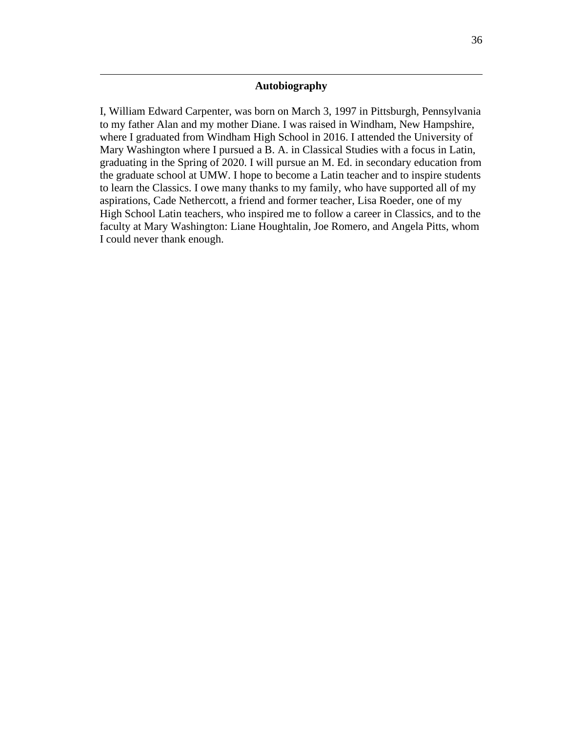## Autobiography

I, William Edward Carpenter, was born on March 3, 1997 in Pittsburgh, Pennsylvania to my father Alan and my mother Diane. I was raised in Windham, New Hampshire, where I graduated from Windham High School in 2016. I attended the University of Mary Washington where I pursued a B. A. in Classical Studies with a focus in Latin, graduating in the Spring of 2020. I will pursue an M. Ed. in secondary education from the graduate school at UMW. I hope to become a Latin teacher and to inspire students to learn the Classics. I owe many thanks to my family, who have supported all of my aspirations, Cade Nethercott, a friend and former teacher, Lisa Roeder, one of my High School Latin teachers, who inspired me to follow a career in Classics, and to the faculty at Mary Washington: Liane Houghtalin, Joe Romero, and Angela Pitts, whom I could never thank enough.